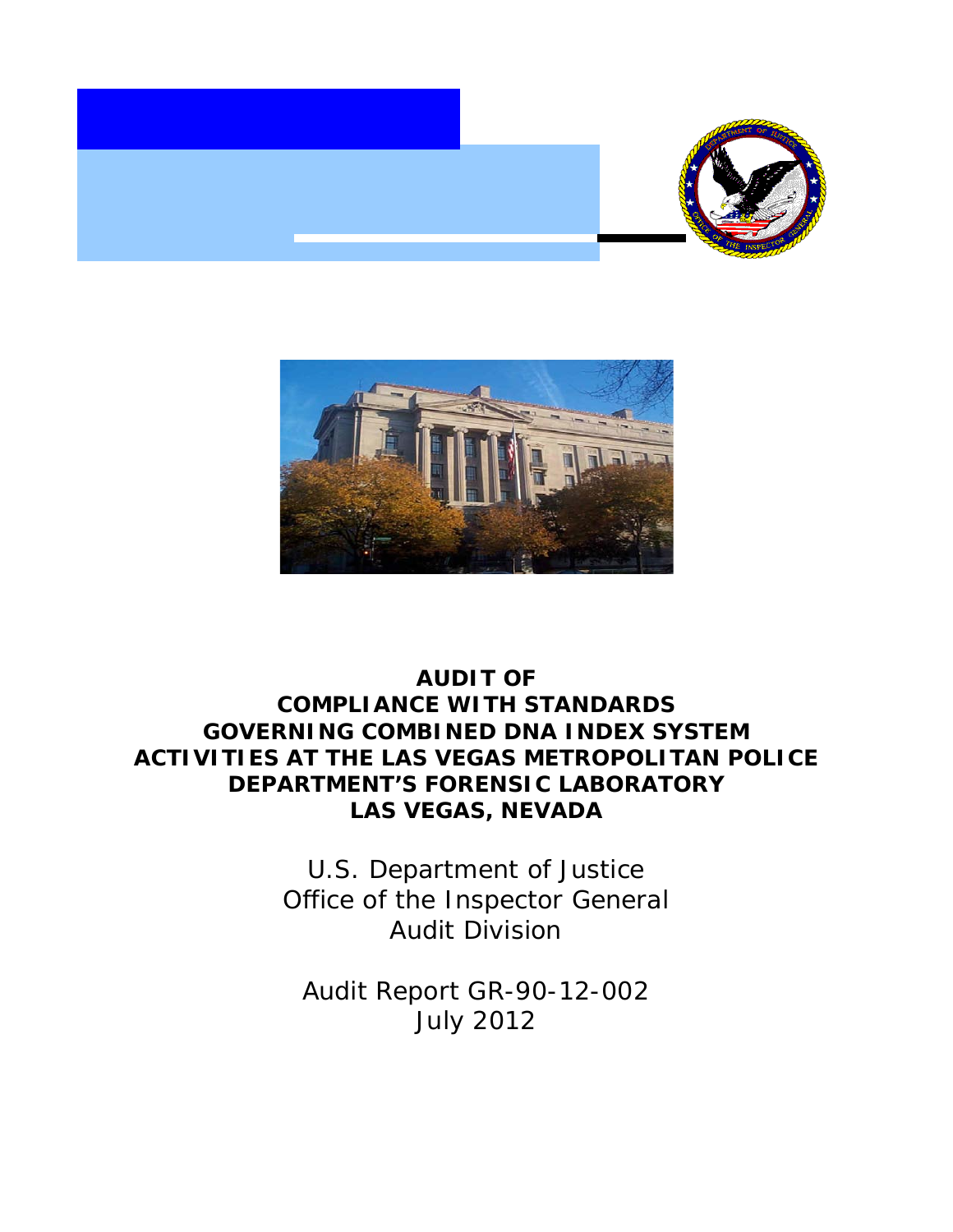# AUDIT OF COMPLIANCE WITH STANDARDS GOVERNING COMBINED DNA INDEX SYSTEM ACTIVITIES AT THE LAS VEGAS METROPOLITAN POLICE DEPARTMENT'S FORENSIC LABORATORY LAS VEGAS, NEVADA

U.S. Department of Justice
Office of the Inspector General
Audit Division

Audit Report GR-90-12-002
July 2012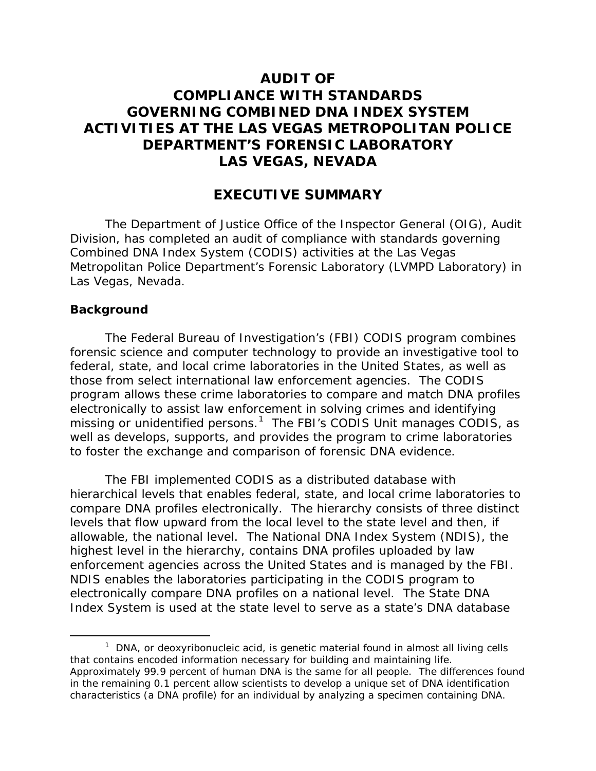# AUDIT OF COMPLIANCE WITH STANDARDS GOVERNING COMBINED DNA INDEX SYSTEM ACTIVITIES AT THE LAS VEGAS METROPOLITAN POLICE DEPARTMENT'S FORENSIC LABORATORY LAS VEGAS, NEVADA

## EXECUTIVE SUMMARY

The Department of Justice Office of the Inspector General (OIG), Audit Division, has completed an audit of compliance with standards governing Combined DNA Index System (CODIS) activities at the Las Vegas Metropolitan Police Department's Forensic Laboratory (LVMPD Laboratory) in Las Vegas, Nevada.

### Background

The Federal Bureau of Investigation's (FBI) CODIS program combines forensic science and computer technology to provide an investigative tool to federal, state, and local crime laboratories in the United States, as well as those from select international law enforcement agencies. The CODIS program allows these crime laboratories to compare and match DNA profiles electronically to assist law enforcement in solving crimes and identifying missing or unidentified persons.[1] The FBI's CODIS Unit manages CODIS, as well as develops, supports, and provides the program to crime laboratories to foster the exchange and comparison of forensic DNA evidence.

The FBI implemented CODIS as a distributed database with hierarchical levels that enables federal, state, and local crime laboratories to compare DNA profiles electronically. The hierarchy consists of three distinct levels that flow upward from the local level to the state level and then, if allowable, the national level. The National DNA Index System (NDIS), the highest level in the hierarchy, contains DNA profiles uploaded by law enforcement agencies across the United States and is managed by the FBI. NDIS enables the laboratories participating in the CODIS program to electronically compare DNA profiles on a national level. The State DNA Index System is used at the state level to serve as a state's DNA database

[1] DNA, or deoxyribonucleic acid, is genetic material found in almost all living cells that contains encoded information necessary for building and maintaining life. Approximately 99.9 percent of human DNA is the same for all people. The differences found in the remaining 0.1 percent allow scientists to develop a unique set of DNA identification characteristics (a DNA profile) for an individual by analyzing a specimen containing DNA.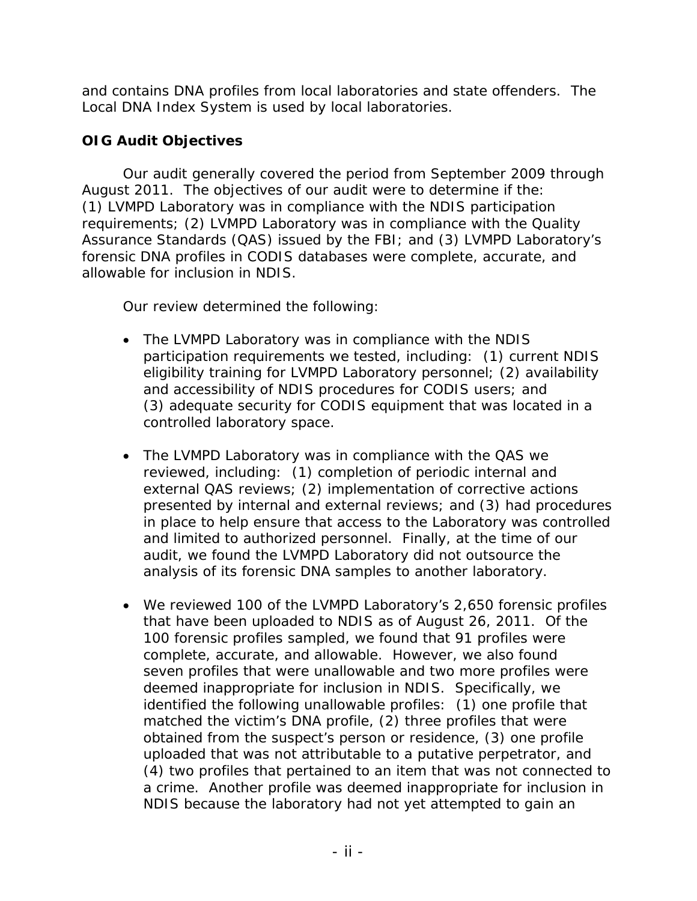and contains DNA profiles from local laboratories and state offenders. The Local DNA Index System is used by local laboratories.

**OIG Audit Objectives**

Our audit generally covered the period from September 2009 through August 2011. The objectives of our audit were to determine if the: (1) LVMPD Laboratory was in compliance with the NDIS participation requirements; (2) LVMPD Laboratory was in compliance with the Quality Assurance Standards (QAS) issued by the FBI; and (3) LVMPD Laboratory's forensic DNA profiles in CODIS databases were complete, accurate, and allowable for inclusion in NDIS.

Our review determined the following:

- The LVMPD Laboratory was in compliance with the NDIS participation requirements we tested, including: (1) current NDIS eligibility training for LVMPD Laboratory personnel; (2) availability and accessibility of NDIS procedures for CODIS users; and (3) adequate security for CODIS equipment that was located in a controlled laboratory space.

- The LVMPD Laboratory was in compliance with the QAS we reviewed, including: (1) completion of periodic internal and external QAS reviews; (2) implementation of corrective actions presented by internal and external reviews; and (3) had procedures in place to help ensure that access to the Laboratory was controlled and limited to authorized personnel. Finally, at the time of our audit, we found the LVMPD Laboratory did not outsource the analysis of its forensic DNA samples to another laboratory.

- We reviewed 100 of the LVMPD Laboratory's 2,650 forensic profiles that have been uploaded to NDIS as of August 26, 2011. Of the 100 forensic profiles sampled, we found that 91 profiles were complete, accurate, and allowable. However, we also found seven profiles that were unallowable and two more profiles were deemed inappropriate for inclusion in NDIS. Specifically, we identified the following unallowable profiles: (1) one profile that matched the victim's DNA profile, (2) three profiles that were obtained from the suspect's person or residence, (3) one profile uploaded that was not attributable to a putative perpetrator, and (4) two profiles that pertained to an item that was not connected to a crime. Another profile was deemed inappropriate for inclusion in NDIS because the laboratory had not yet attempted to gain an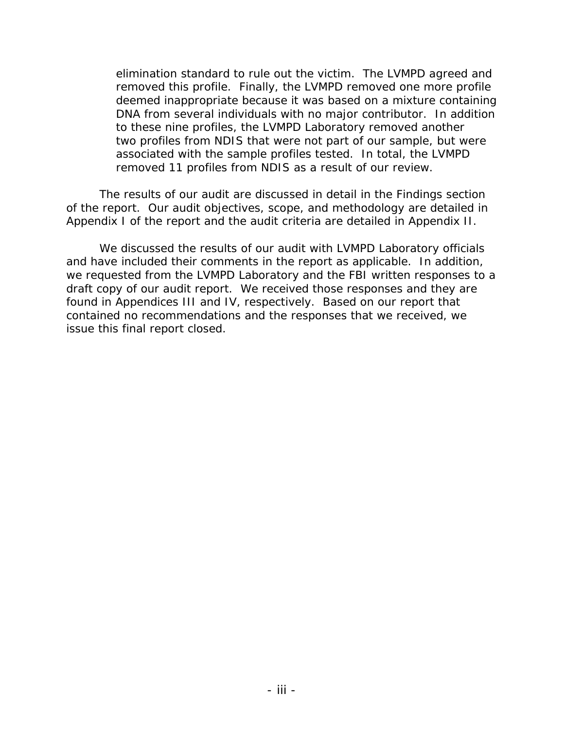elimination standard to rule out the victim. The LVMPD agreed and removed this profile. Finally, the LVMPD removed one more profile deemed inappropriate because it was based on a mixture containing DNA from several individuals with no major contributor. In addition to these nine profiles, the LVMPD Laboratory removed another two profiles from NDIS that were not part of our sample, but were associated with the sample profiles tested. In total, the LVMPD removed 11 profiles from NDIS as a result of our review.

The results of our audit are discussed in detail in the Findings section of the report. Our audit objectives, scope, and methodology are detailed in Appendix I of the report and the audit criteria are detailed in Appendix II.

We discussed the results of our audit with LVMPD Laboratory officials and have included their comments in the report as applicable. In addition, we requested from the LVMPD Laboratory and the FBI written responses to a draft copy of our audit report. We received those responses and they are found in Appendices III and IV, respectively. Based on our report that contained no recommendations and the responses that we received, we issue this final report closed.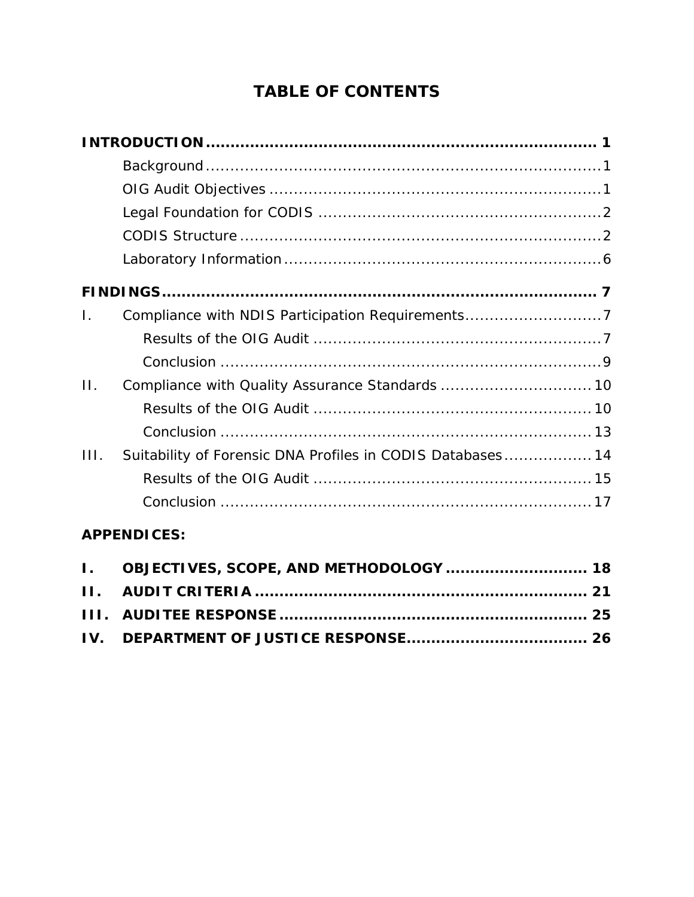# TABLE OF CONTENTS

**INTRODUCTION** ........................................................................ **1**

- Background ........................................................................ 1
- OIG Audit Objectives ........................................................................ 1
- Legal Foundation for CODIS ........................................................................ 2
- CODIS Structure ........................................................................ 2
- Laboratory Information ........................................................................ 6

**FINDINGS** ........................................................................ **7**

I. Compliance with NDIS Participation Requirements ........................................ 7
   - Results of the OIG Audit ........................................................................ 7
   - Conclusion ........................................................................ 9

II. Compliance with Quality Assurance Standards ........................................ 10
   - Results of the OIG Audit ........................................................................ 10
   - Conclusion ........................................................................ 13

III. Suitability of Forensic DNA Profiles in CODIS Databases ........................ 14
   - Results of the OIG Audit ........................................................................ 15
   - Conclusion ........................................................................ 17

**APPENDICES:**

**I. OBJECTIVES, SCOPE, AND METHODOLOGY** ........................................ **18**

**II. AUDIT CRITERIA** ........................................................................ **21**

**III. AUDITEE RESPONSE** ........................................................................ **25**

**IV. DEPARTMENT OF JUSTICE RESPONSE** ........................................ **26**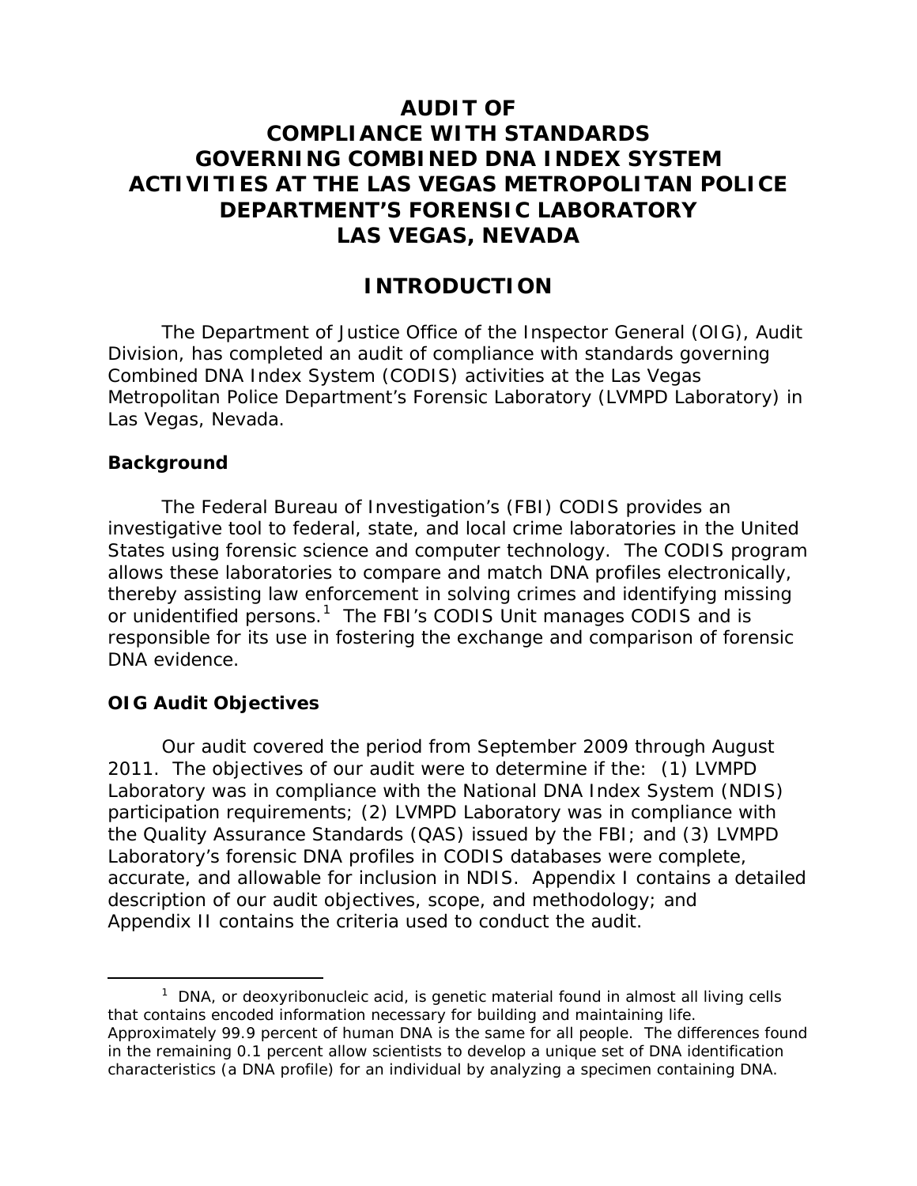# AUDIT OF COMPLIANCE WITH STANDARDS GOVERNING COMBINED DNA INDEX SYSTEM ACTIVITIES AT THE LAS VEGAS METROPOLITAN POLICE DEPARTMENT'S FORENSIC LABORATORY LAS VEGAS, NEVADA

## INTRODUCTION

The Department of Justice Office of the Inspector General (OIG), Audit Division, has completed an audit of compliance with standards governing Combined DNA Index System (CODIS) activities at the Las Vegas Metropolitan Police Department's Forensic Laboratory (LVMPD Laboratory) in Las Vegas, Nevada.

### Background

The Federal Bureau of Investigation's (FBI) CODIS provides an investigative tool to federal, state, and local crime laboratories in the United States using forensic science and computer technology. The CODIS program allows these laboratories to compare and match DNA profiles electronically, thereby assisting law enforcement in solving crimes and identifying missing or unidentified persons.[1] The FBI's CODIS Unit manages CODIS and is responsible for its use in fostering the exchange and comparison of forensic DNA evidence.

### OIG Audit Objectives

Our audit covered the period from September 2009 through August 2011. The objectives of our audit were to determine if the: (1) LVMPD Laboratory was in compliance with the National DNA Index System (NDIS) participation requirements; (2) LVMPD Laboratory was in compliance with the Quality Assurance Standards (QAS) issued by the FBI; and (3) LVMPD Laboratory's forensic DNA profiles in CODIS databases were complete, accurate, and allowable for inclusion in NDIS. Appendix I contains a detailed description of our audit objectives, scope, and methodology; and Appendix II contains the criteria used to conduct the audit.

---

[1] DNA, or deoxyribonucleic acid, is genetic material found in almost all living cells that contains encoded information necessary for building and maintaining life. Approximately 99.9 percent of human DNA is the same for all people. The differences found in the remaining 0.1 percent allow scientists to develop a unique set of DNA identification characteristics (a DNA profile) for an individual by analyzing a specimen containing DNA.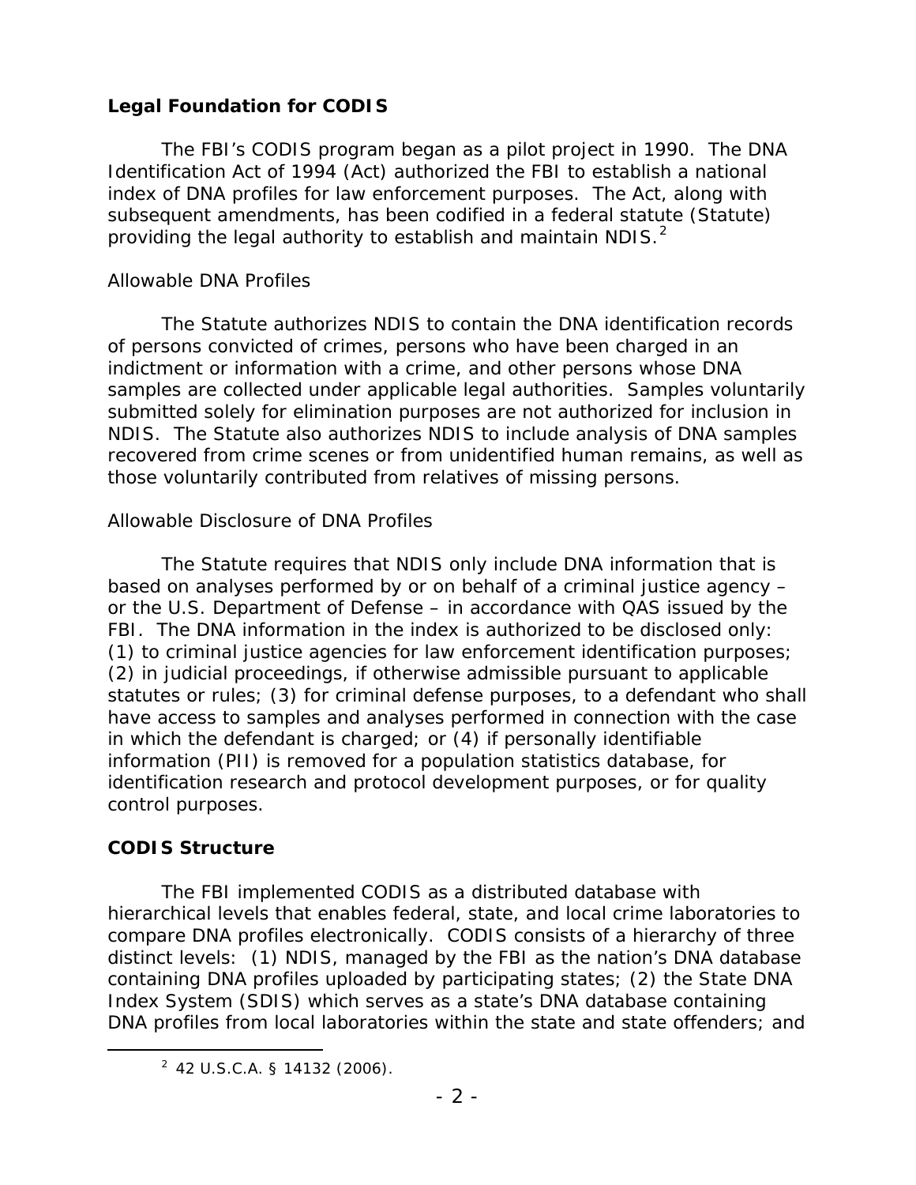## Legal Foundation for CODIS

The FBI's CODIS program began as a pilot project in 1990. The DNA Identification Act of 1994 (Act) authorized the FBI to establish a national index of DNA profiles for law enforcement purposes. The Act, along with subsequent amendments, has been codified in a federal statute (Statute) providing the legal authority to establish and maintain NDIS.[2]

### Allowable DNA Profiles

The Statute authorizes NDIS to contain the DNA identification records of persons convicted of crimes, persons who have been charged in an indictment or information with a crime, and other persons whose DNA samples are collected under applicable legal authorities. Samples voluntarily submitted solely for elimination purposes are not authorized for inclusion in NDIS. The Statute also authorizes NDIS to include analysis of DNA samples recovered from crime scenes or from unidentified human remains, as well as those voluntarily contributed from relatives of missing persons.

### Allowable Disclosure of DNA Profiles

The Statute requires that NDIS only include DNA information that is based on analyses performed by or on behalf of a criminal justice agency – or the U.S. Department of Defense – in accordance with QAS issued by the FBI. The DNA information in the index is authorized to be disclosed only: (1) to criminal justice agencies for law enforcement identification purposes; (2) in judicial proceedings, if otherwise admissible pursuant to applicable statutes or rules; (3) for criminal defense purposes, to a defendant who shall have access to samples and analyses performed in connection with the case in which the defendant is charged; or (4) if personally identifiable information (PII) is removed for a population statistics database, for identification research and protocol development purposes, or for quality control purposes.

## CODIS Structure

The FBI implemented CODIS as a distributed database with hierarchical levels that enables federal, state, and local crime laboratories to compare DNA profiles electronically. CODIS consists of a hierarchy of three distinct levels: (1) NDIS, managed by the FBI as the nation's DNA database containing DNA profiles uploaded by participating states; (2) the State DNA Index System (SDIS) which serves as a state's DNA database containing DNA profiles from local laboratories within the state and state offenders; and

[2] 42 U.S.C.A. § 14132 (2006).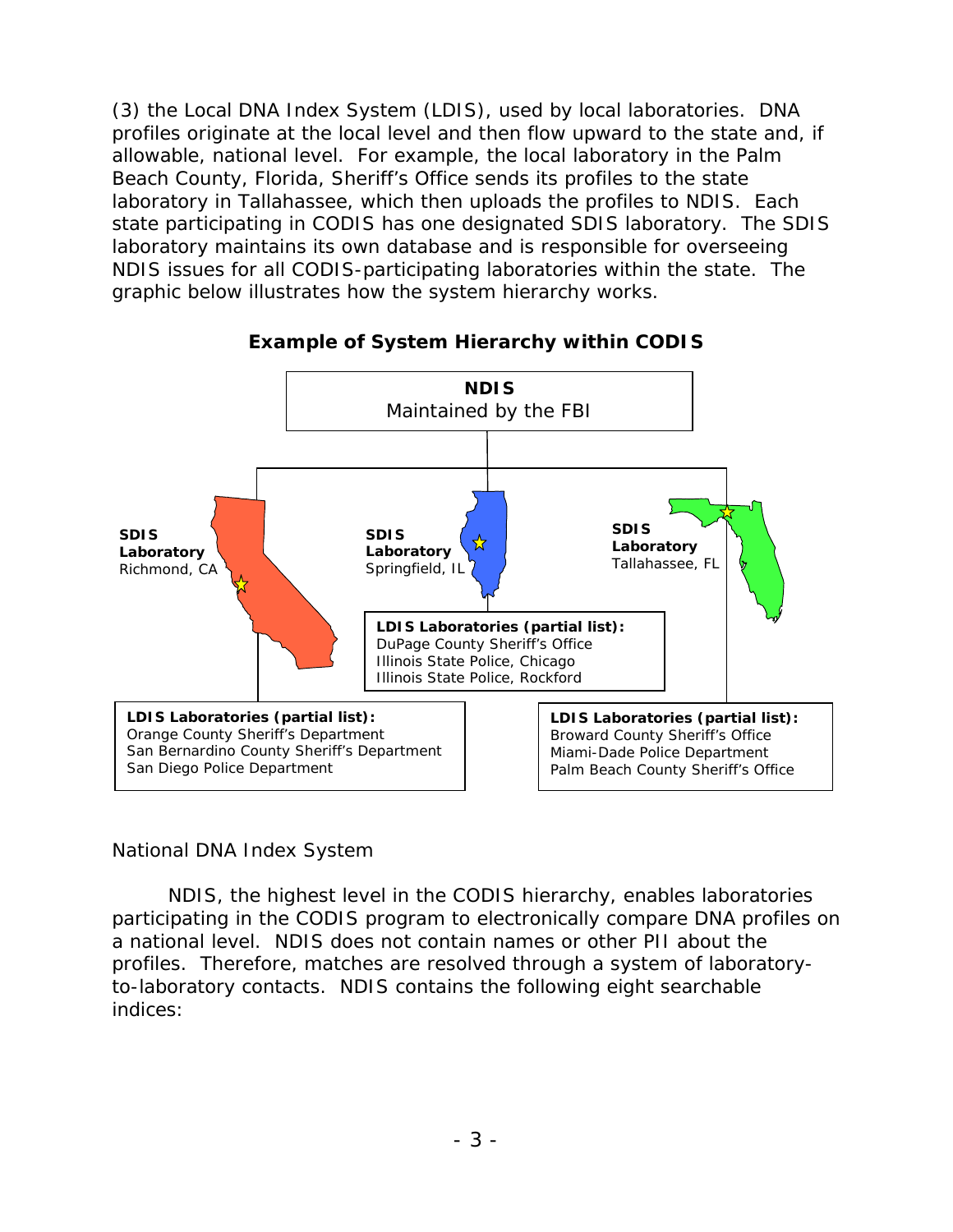(3) the Local DNA Index System (LDIS), used by local laboratories. DNA profiles originate at the local level and then flow upward to the state and, if allowable, national level. For example, the local laboratory in the Palm Beach County, Florida, Sheriff's Office sends its profiles to the state laboratory in Tallahassee, which then uploads the profiles to NDIS. Each state participating in CODIS has one designated SDIS laboratory. The SDIS laboratory maintains its own database and is responsible for overseeing NDIS issues for all CODIS-participating laboratories within the state. The graphic below illustrates how the system hierarchy works.

**Example of System Hierarchy within CODIS**

**NDIS**
Maintained by the FBI

**SDIS Laboratory**
Richmond, CA

**SDIS Laboratory**
Springfield, IL

**SDIS Laboratory**
Tallahassee, FL

**LDIS Laboratories (partial list):**
DuPage County Sheriff's Office
Illinois State Police, Chicago
Illinois State Police, Rockford

**LDIS Laboratories (partial list):**
Orange County Sheriff's Department
San Bernardino County Sheriff's Department
San Diego Police Department

**LDIS Laboratories (partial list):**
Broward County Sheriff's Office
Miami-Dade Police Department
Palm Beach County Sheriff's Office

### National DNA Index System

NDIS, the highest level in the CODIS hierarchy, enables laboratories participating in the CODIS program to electronically compare DNA profiles on a national level. NDIS does not contain names or other PII about the profiles. Therefore, matches are resolved through a system of laboratory-to-laboratory contacts. NDIS contains the following eight searchable indices: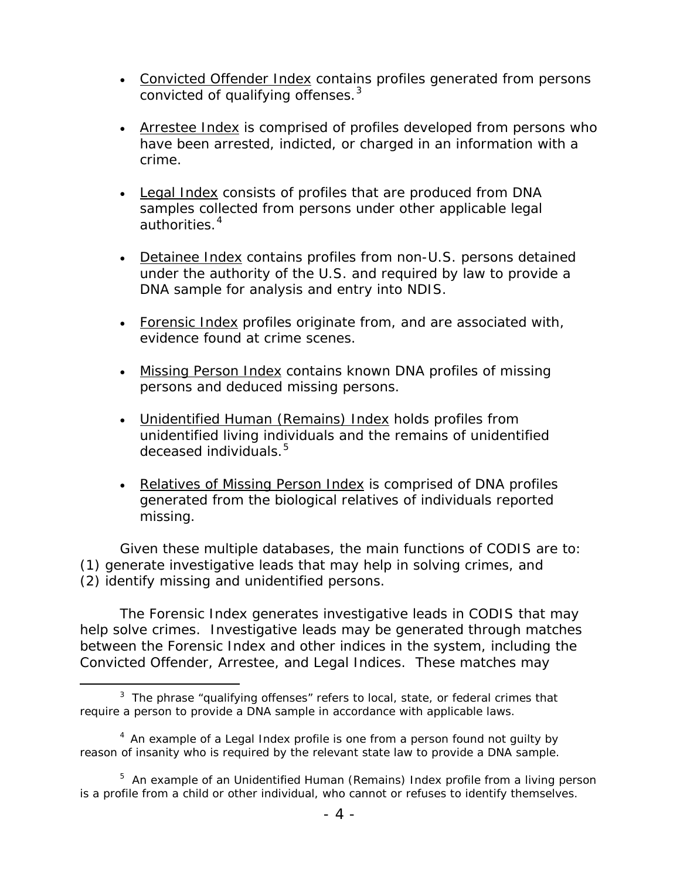- Convicted Offender Index contains profiles generated from persons convicted of qualifying offenses.[3]

- Arrestee Index is comprised of profiles developed from persons who have been arrested, indicted, or charged in an information with a crime.

- Legal Index consists of profiles that are produced from DNA samples collected from persons under other applicable legal authorities.[4]

- Detainee Index contains profiles from non-U.S. persons detained under the authority of the U.S. and required by law to provide a DNA sample for analysis and entry into NDIS.

- Forensic Index profiles originate from, and are associated with, evidence found at crime scenes.

- Missing Person Index contains known DNA profiles of missing persons and deduced missing persons.

- Unidentified Human (Remains) Index holds profiles from unidentified living individuals and the remains of unidentified deceased individuals.[5]

- Relatives of Missing Person Index is comprised of DNA profiles generated from the biological relatives of individuals reported missing.

Given these multiple databases, the main functions of CODIS are to: (1) generate investigative leads that may help in solving crimes, and (2) identify missing and unidentified persons.

The Forensic Index generates investigative leads in CODIS that may help solve crimes. Investigative leads may be generated through matches between the Forensic Index and other indices in the system, including the Convicted Offender, Arrestee, and Legal Indices. These matches may

---

[3] The phrase "qualifying offenses" refers to local, state, or federal crimes that require a person to provide a DNA sample in accordance with applicable laws.

[4] An example of a Legal Index profile is one from a person found not guilty by reason of insanity who is required by the relevant state law to provide a DNA sample.

[5] An example of an Unidentified Human (Remains) Index profile from a living person is a profile from a child or other individual, who cannot or refuses to identify themselves.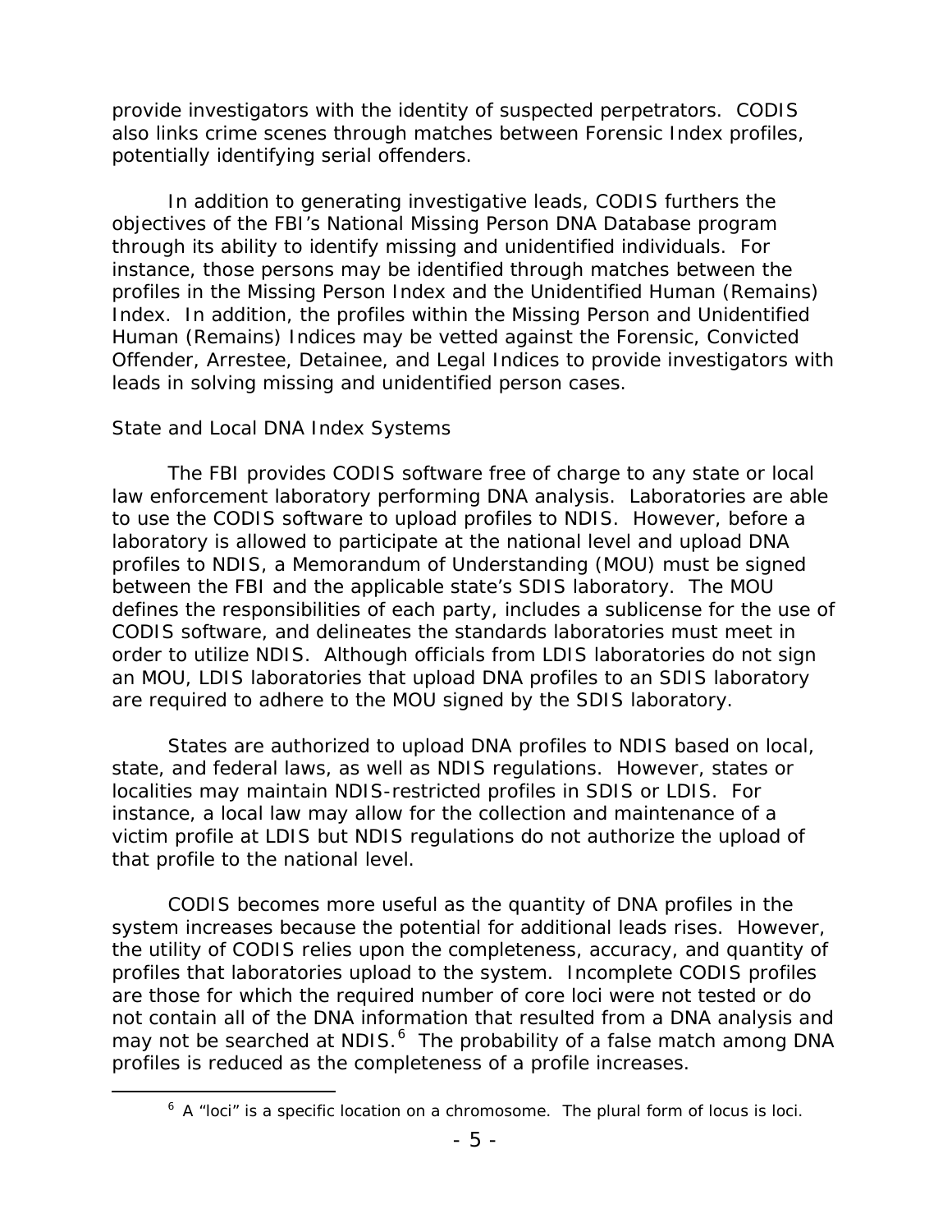provide investigators with the identity of suspected perpetrators. CODIS also links crime scenes through matches between Forensic Index profiles, potentially identifying serial offenders.

In addition to generating investigative leads, CODIS furthers the objectives of the FBI's National Missing Person DNA Database program through its ability to identify missing and unidentified individuals. For instance, those persons may be identified through matches between the profiles in the Missing Person Index and the Unidentified Human (Remains) Index. In addition, the profiles within the Missing Person and Unidentified Human (Remains) Indices may be vetted against the Forensic, Convicted Offender, Arrestee, Detainee, and Legal Indices to provide investigators with leads in solving missing and unidentified person cases.

*State and Local DNA Index Systems*

The FBI provides CODIS software free of charge to any state or local law enforcement laboratory performing DNA analysis. Laboratories are able to use the CODIS software to upload profiles to NDIS. However, before a laboratory is allowed to participate at the national level and upload DNA profiles to NDIS, a Memorandum of Understanding (MOU) must be signed between the FBI and the applicable state's SDIS laboratory. The MOU defines the responsibilities of each party, includes a sublicense for the use of CODIS software, and delineates the standards laboratories must meet in order to utilize NDIS. Although officials from LDIS laboratories do not sign an MOU, LDIS laboratories that upload DNA profiles to an SDIS laboratory are required to adhere to the MOU signed by the SDIS laboratory.

States are authorized to upload DNA profiles to NDIS based on local, state, and federal laws, as well as NDIS regulations. However, states or localities may maintain NDIS-restricted profiles in SDIS or LDIS. For instance, a local law may allow for the collection and maintenance of a victim profile at LDIS but NDIS regulations do not authorize the upload of that profile to the national level.

CODIS becomes more useful as the quantity of DNA profiles in the system increases because the potential for additional leads rises. However, the utility of CODIS relies upon the completeness, accuracy, and quantity of profiles that laboratories upload to the system. Incomplete CODIS profiles are those for which the required number of core loci were not tested or do not contain all of the DNA information that resulted from a DNA analysis and may not be searched at NDIS.[6] The probability of a false match among DNA profiles is reduced as the completeness of a profile increases.

[6] A "loci" is a specific location on a chromosome. The plural form of locus is loci.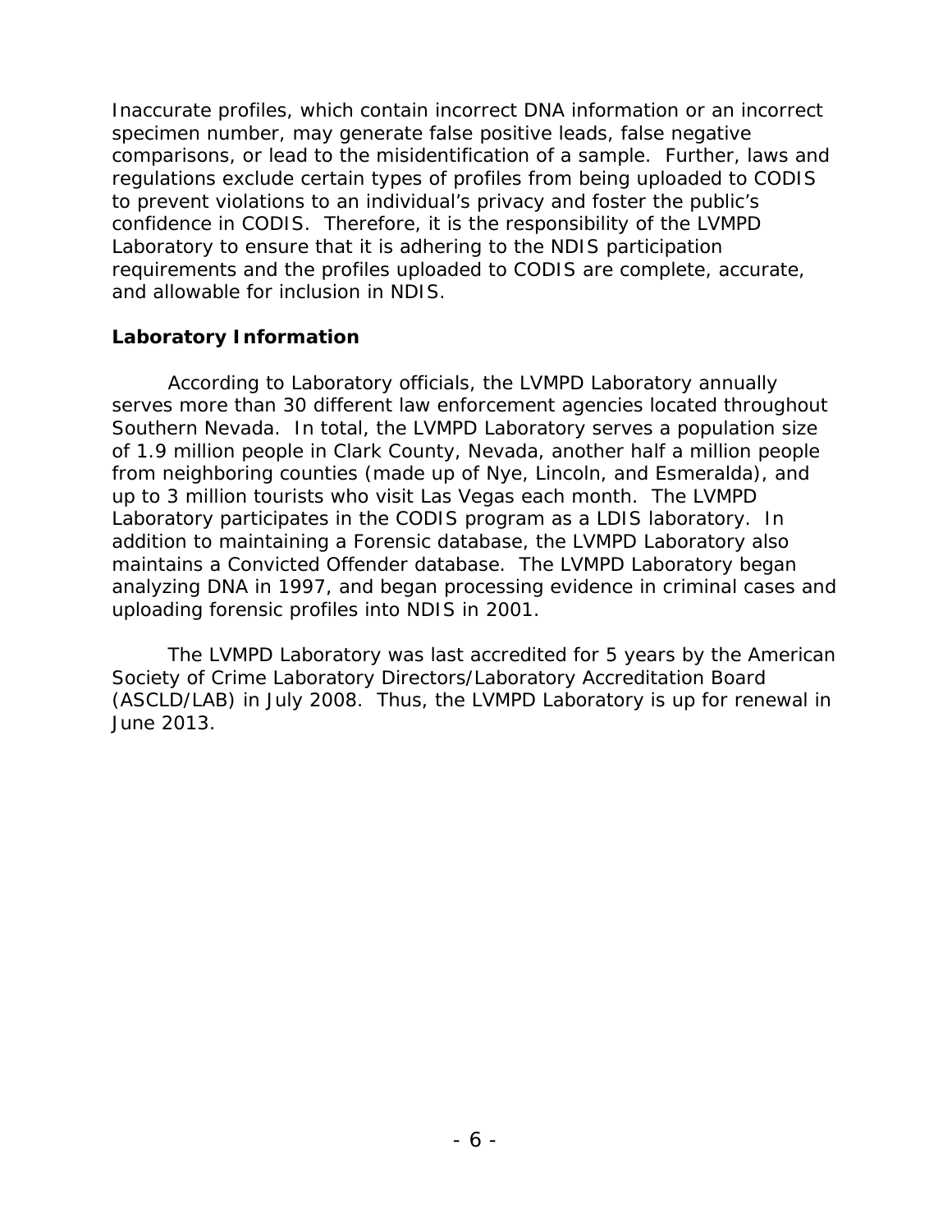Inaccurate profiles, which contain incorrect DNA information or an incorrect specimen number, may generate false positive leads, false negative comparisons, or lead to the misidentification of a sample. Further, laws and regulations exclude certain types of profiles from being uploaded to CODIS to prevent violations to an individual's privacy and foster the public's confidence in CODIS. Therefore, it is the responsibility of the LVMPD Laboratory to ensure that it is adhering to the NDIS participation requirements and the profiles uploaded to CODIS are complete, accurate, and allowable for inclusion in NDIS.

**Laboratory Information**

According to Laboratory officials, the LVMPD Laboratory annually serves more than 30 different law enforcement agencies located throughout Southern Nevada. In total, the LVMPD Laboratory serves a population size of 1.9 million people in Clark County, Nevada, another half a million people from neighboring counties (made up of Nye, Lincoln, and Esmeralda), and up to 3 million tourists who visit Las Vegas each month. The LVMPD Laboratory participates in the CODIS program as a LDIS laboratory. In addition to maintaining a Forensic database, the LVMPD Laboratory also maintains a Convicted Offender database. The LVMPD Laboratory began analyzing DNA in 1997, and began processing evidence in criminal cases and uploading forensic profiles into NDIS in 2001.

The LVMPD Laboratory was last accredited for 5 years by the American Society of Crime Laboratory Directors/Laboratory Accreditation Board (ASCLD/LAB) in July 2008. Thus, the LVMPD Laboratory is up for renewal in June 2013.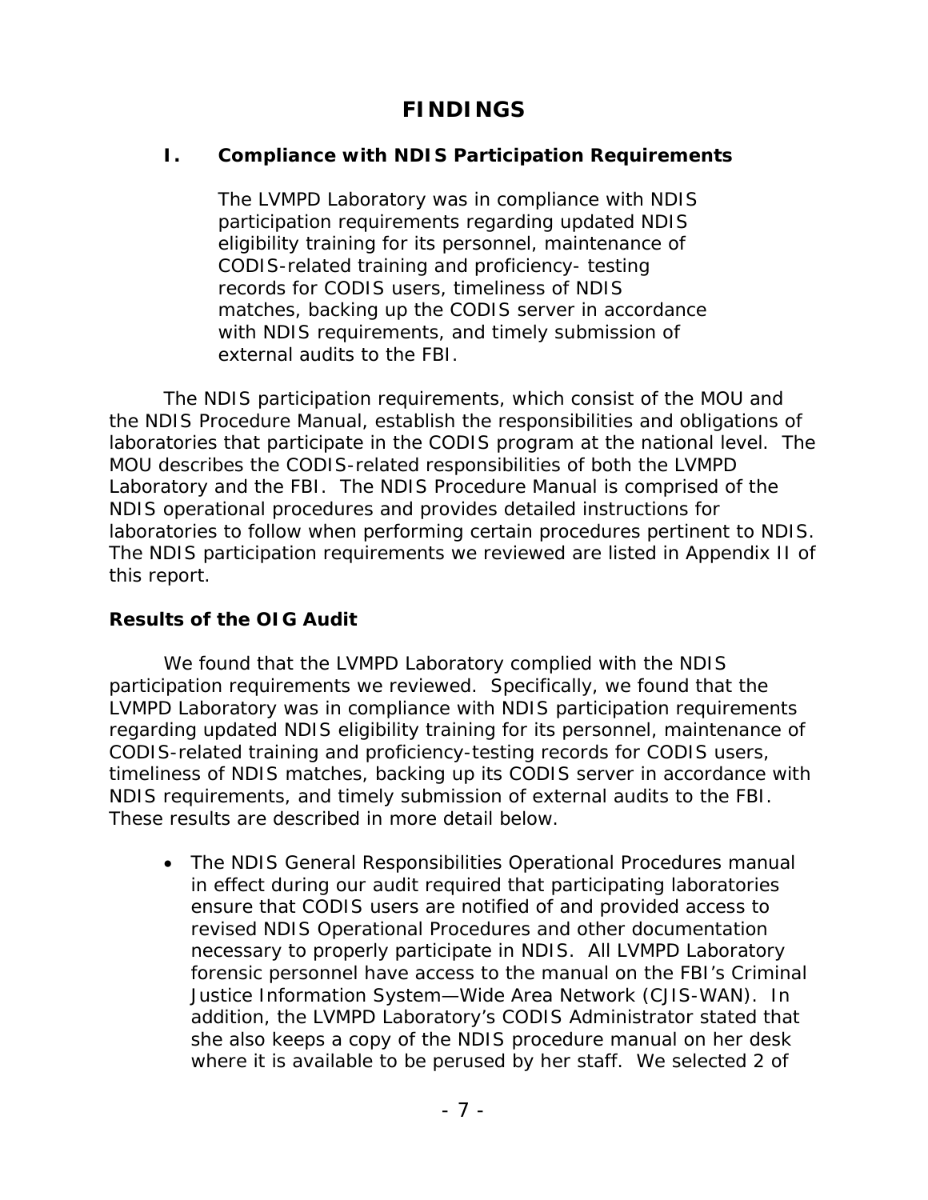# FINDINGS

## I. Compliance with NDIS Participation Requirements

> The LVMPD Laboratory was in compliance with NDIS participation requirements regarding updated NDIS eligibility training for its personnel, maintenance of CODIS-related training and proficiency- testing records for CODIS users, timeliness of NDIS matches, backing up the CODIS server in accordance with NDIS requirements, and timely submission of external audits to the FBI.

The NDIS participation requirements, which consist of the MOU and the NDIS Procedure Manual, establish the responsibilities and obligations of laboratories that participate in the CODIS program at the national level. The MOU describes the CODIS-related responsibilities of both the LVMPD Laboratory and the FBI. The NDIS Procedure Manual is comprised of the NDIS operational procedures and provides detailed instructions for laboratories to follow when performing certain procedures pertinent to NDIS. The NDIS participation requirements we reviewed are listed in Appendix II of this report.

### Results of the OIG Audit

We found that the LVMPD Laboratory complied with the NDIS participation requirements we reviewed. Specifically, we found that the LVMPD Laboratory was in compliance with NDIS participation requirements regarding updated NDIS eligibility training for its personnel, maintenance of CODIS-related training and proficiency-testing records for CODIS users, timeliness of NDIS matches, backing up its CODIS server in accordance with NDIS requirements, and timely submission of external audits to the FBI. These results are described in more detail below.

- The NDIS General Responsibilities Operational Procedures manual in effect during our audit required that participating laboratories ensure that CODIS users are notified of and provided access to revised NDIS Operational Procedures and other documentation necessary to properly participate in NDIS. All LVMPD Laboratory forensic personnel have access to the manual on the FBI's Criminal Justice Information System—Wide Area Network (CJIS-WAN). In addition, the LVMPD Laboratory's CODIS Administrator stated that she also keeps a copy of the NDIS procedure manual on her desk where it is available to be perused by her staff. We selected 2 of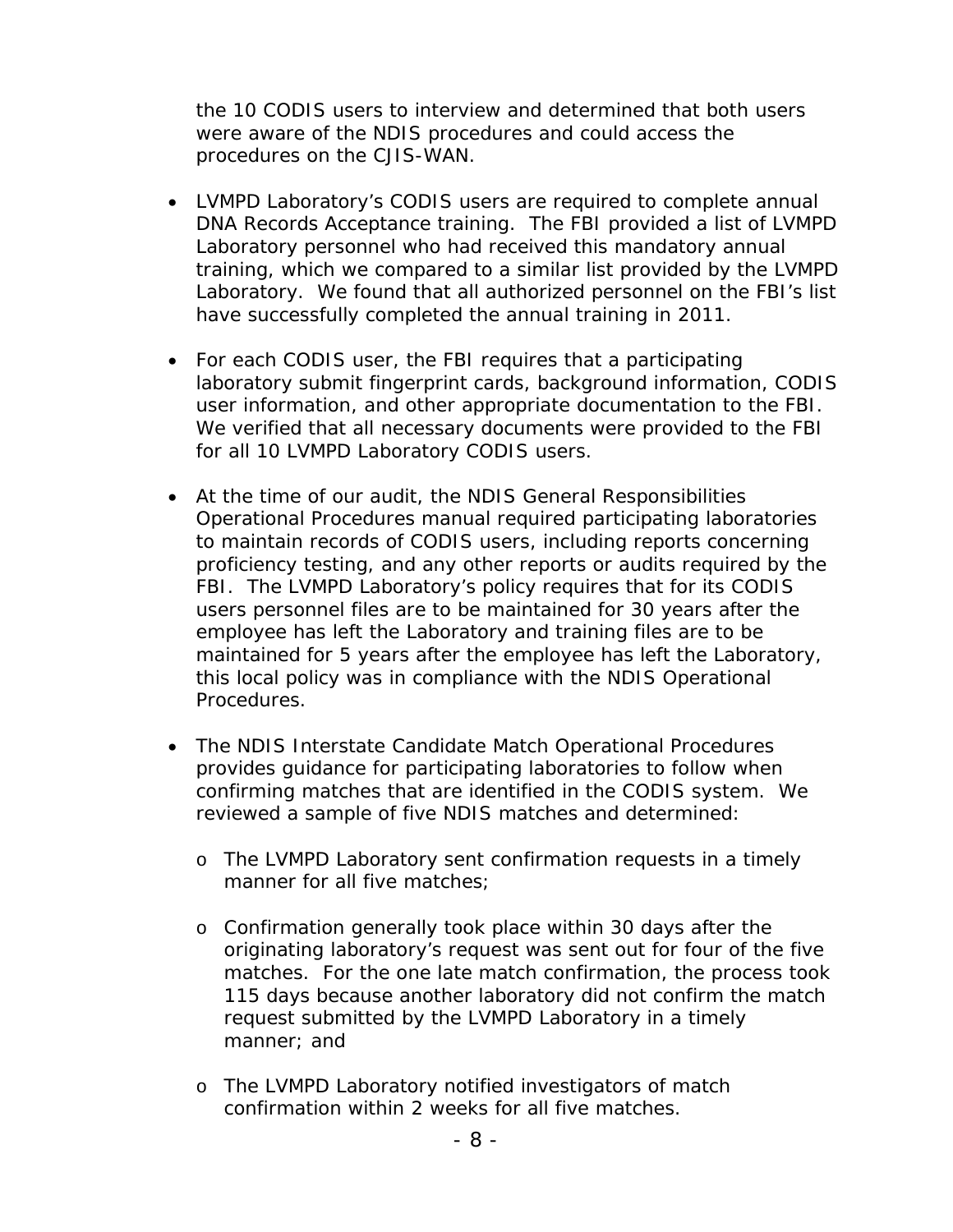the 10 CODIS users to interview and determined that both users were aware of the NDIS procedures and could access the procedures on the CJIS-WAN.

- LVMPD Laboratory's CODIS users are required to complete annual DNA Records Acceptance training. The FBI provided a list of LVMPD Laboratory personnel who had received this mandatory annual training, which we compared to a similar list provided by the LVMPD Laboratory. We found that all authorized personnel on the FBI's list have successfully completed the annual training in 2011.

- For each CODIS user, the FBI requires that a participating laboratory submit fingerprint cards, background information, CODIS user information, and other appropriate documentation to the FBI. We verified that all necessary documents were provided to the FBI for all 10 LVMPD Laboratory CODIS users.

- At the time of our audit, the NDIS General Responsibilities Operational Procedures manual required participating laboratories to maintain records of CODIS users, including reports concerning proficiency testing, and any other reports or audits required by the FBI. The LVMPD Laboratory's policy requires that for its CODIS users personnel files are to be maintained for 30 years after the employee has left the Laboratory and training files are to be maintained for 5 years after the employee has left the Laboratory, this local policy was in compliance with the NDIS Operational Procedures.

- The NDIS Interstate Candidate Match Operational Procedures provides guidance for participating laboratories to follow when confirming matches that are identified in the CODIS system. We reviewed a sample of five NDIS matches and determined:

  - The LVMPD Laboratory sent confirmation requests in a timely manner for all five matches;

  - Confirmation generally took place within 30 days after the originating laboratory's request was sent out for four of the five matches. For the one late match confirmation, the process took 115 days because another laboratory did not confirm the match request submitted by the LVMPD Laboratory in a timely manner; and

  - The LVMPD Laboratory notified investigators of match confirmation within 2 weeks for all five matches.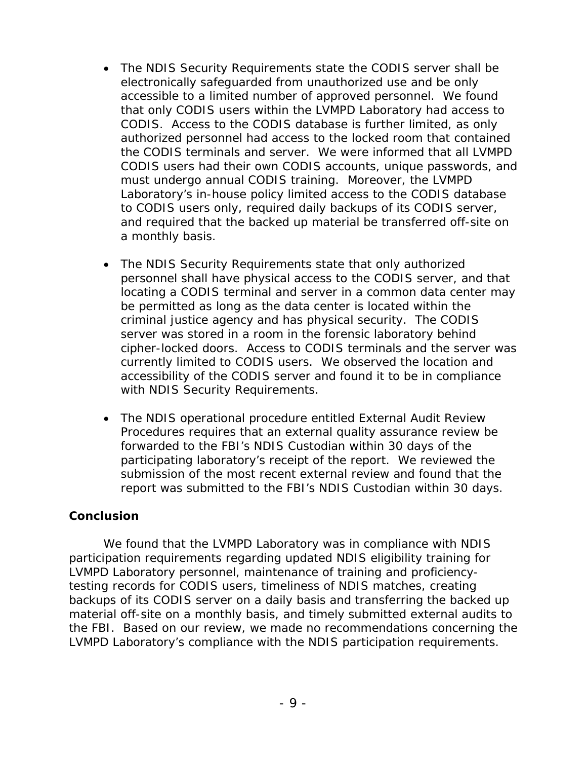- The NDIS Security Requirements state the CODIS server shall be electronically safeguarded from unauthorized use and be only accessible to a limited number of approved personnel. We found that only CODIS users within the LVMPD Laboratory had access to CODIS. Access to the CODIS database is further limited, as only authorized personnel had access to the locked room that contained the CODIS terminals and server. We were informed that all LVMPD CODIS users had their own CODIS accounts, unique passwords, and must undergo annual CODIS training. Moreover, the LVMPD Laboratory's in-house policy limited access to the CODIS database to CODIS users only, required daily backups of its CODIS server, and required that the backed up material be transferred off-site on a monthly basis.

- The NDIS Security Requirements state that only authorized personnel shall have physical access to the CODIS server, and that locating a CODIS terminal and server in a common data center may be permitted as long as the data center is located within the criminal justice agency and has physical security. The CODIS server was stored in a room in the forensic laboratory behind cipher-locked doors. Access to CODIS terminals and the server was currently limited to CODIS users. We observed the location and accessibility of the CODIS server and found it to be in compliance with NDIS Security Requirements.

- The NDIS operational procedure entitled External Audit Review Procedures requires that an external quality assurance review be forwarded to the FBI's NDIS Custodian within 30 days of the participating laboratory's receipt of the report. We reviewed the submission of the most recent external review and found that the report was submitted to the FBI's NDIS Custodian within 30 days.

**Conclusion**

We found that the LVMPD Laboratory was in compliance with NDIS participation requirements regarding updated NDIS eligibility training for LVMPD Laboratory personnel, maintenance of training and proficiency-testing records for CODIS users, timeliness of NDIS matches, creating backups of its CODIS server on a daily basis and transferring the backed up material off-site on a monthly basis, and timely submitted external audits to the FBI. Based on our review, we made no recommendations concerning the LVMPD Laboratory's compliance with the NDIS participation requirements.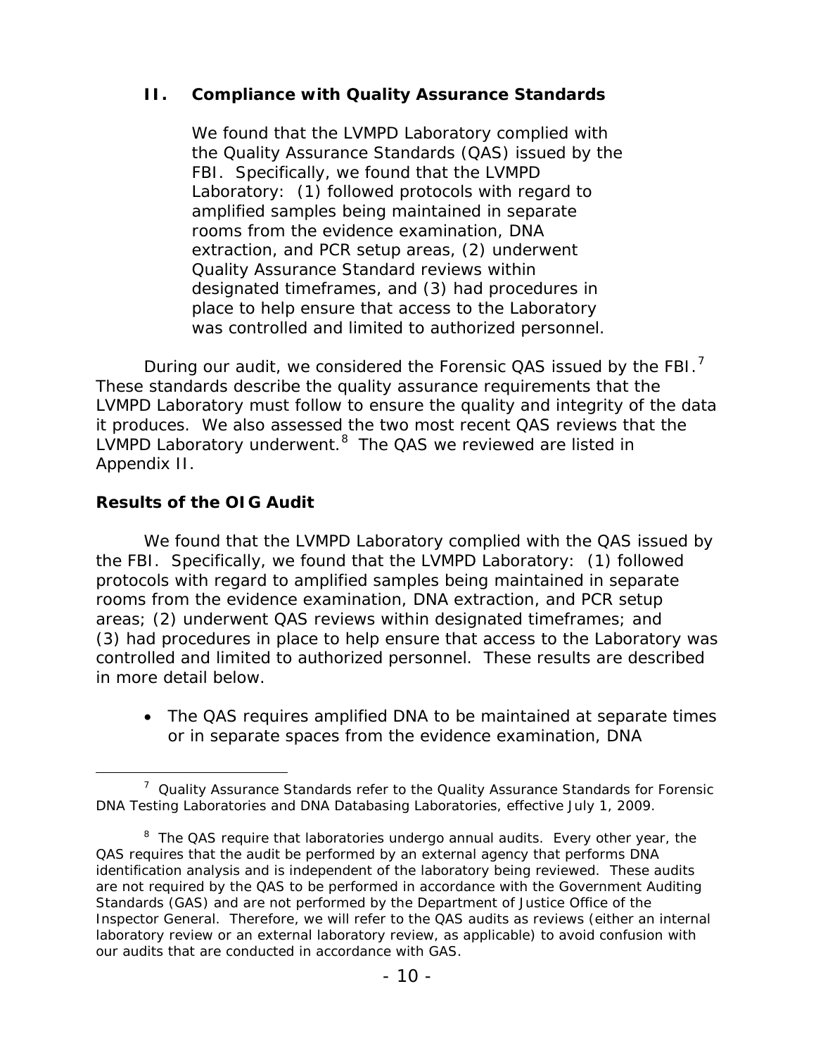## II. Compliance with Quality Assurance Standards

> We found that the LVMPD Laboratory complied with the Quality Assurance Standards (QAS) issued by the FBI. Specifically, we found that the LVMPD Laboratory: (1) followed protocols with regard to amplified samples being maintained in separate rooms from the evidence examination, DNA extraction, and PCR setup areas, (2) underwent Quality Assurance Standard reviews within designated timeframes, and (3) had procedures in place to help ensure that access to the Laboratory was controlled and limited to authorized personnel.

During our audit, we considered the Forensic QAS issued by the FBI.[7] These standards describe the quality assurance requirements that the LVMPD Laboratory must follow to ensure the quality and integrity of the data it produces. We also assessed the two most recent QAS reviews that the LVMPD Laboratory underwent.[8] The QAS we reviewed are listed in Appendix II.

### Results of the OIG Audit

We found that the LVMPD Laboratory complied with the QAS issued by the FBI. Specifically, we found that the LVMPD Laboratory: (1) followed protocols with regard to amplified samples being maintained in separate rooms from the evidence examination, DNA extraction, and PCR setup areas; (2) underwent QAS reviews within designated timeframes; and (3) had procedures in place to help ensure that access to the Laboratory was controlled and limited to authorized personnel. These results are described in more detail below.

- The QAS requires amplified DNA to be maintained at separate times or in separate spaces from the evidence examination, DNA

---

[7] Quality Assurance Standards refer to the Quality Assurance Standards for Forensic DNA Testing Laboratories and DNA Databasing Laboratories, effective July 1, 2009.

[8] The QAS require that laboratories undergo annual audits. Every other year, the QAS requires that the audit be performed by an external agency that performs DNA identification analysis and is independent of the laboratory being reviewed. These audits are not required by the QAS to be performed in accordance with the Government Auditing Standards (GAS) and are not performed by the Department of Justice Office of the Inspector General. Therefore, we will refer to the QAS audits as reviews (either an internal laboratory review or an external laboratory review, as applicable) to avoid confusion with our audits that are conducted in accordance with GAS.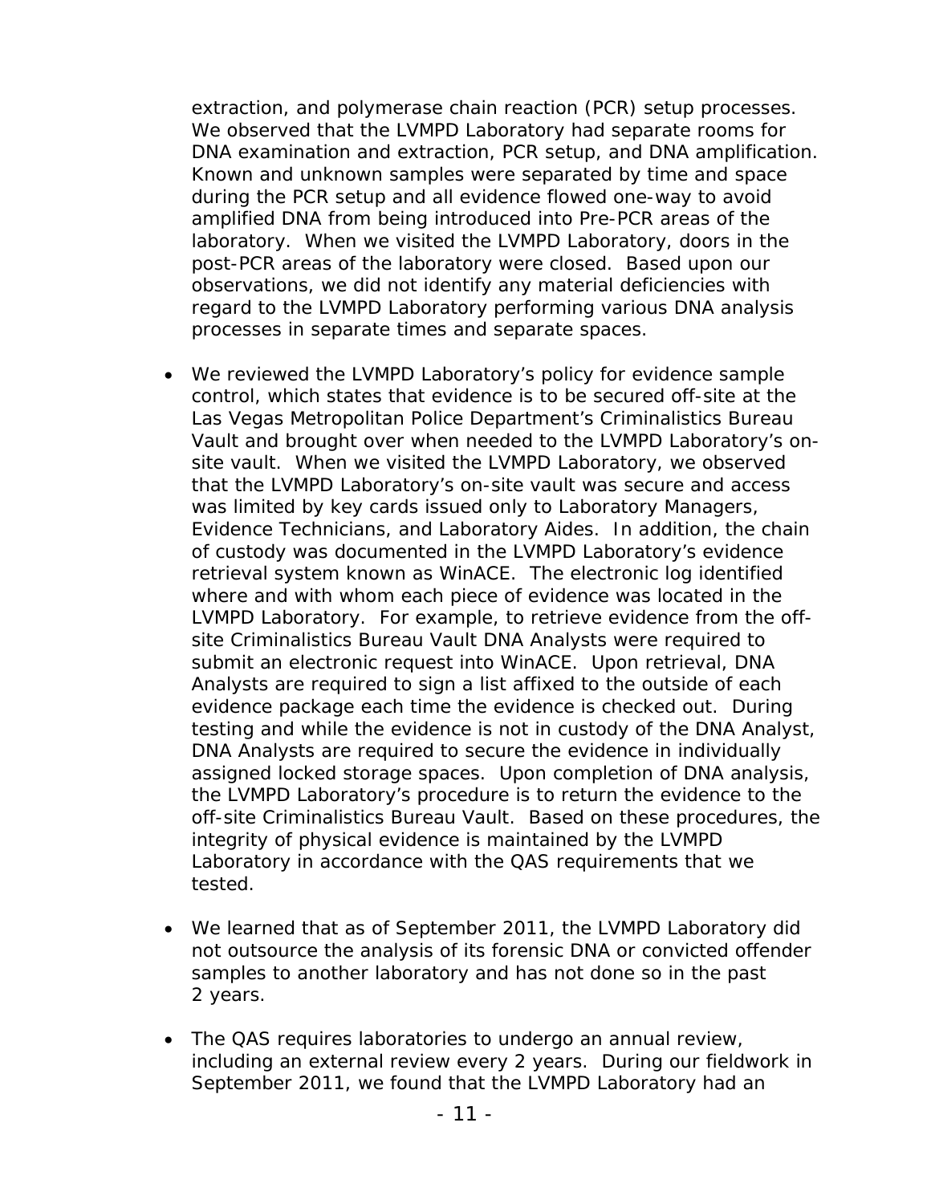extraction, and polymerase chain reaction (PCR) setup processes. We observed that the LVMPD Laboratory had separate rooms for DNA examination and extraction, PCR setup, and DNA amplification. Known and unknown samples were separated by time and space during the PCR setup and all evidence flowed one-way to avoid amplified DNA from being introduced into Pre-PCR areas of the laboratory. When we visited the LVMPD Laboratory, doors in the post-PCR areas of the laboratory were closed. Based upon our observations, we did not identify any material deficiencies with regard to the LVMPD Laboratory performing various DNA analysis processes in separate times and separate spaces.

- We reviewed the LVMPD Laboratory's policy for evidence sample control, which states that evidence is to be secured off-site at the Las Vegas Metropolitan Police Department's Criminalistics Bureau Vault and brought over when needed to the LVMPD Laboratory's on-site vault. When we visited the LVMPD Laboratory, we observed that the LVMPD Laboratory's on-site vault was secure and access was limited by key cards issued only to Laboratory Managers, Evidence Technicians, and Laboratory Aides. In addition, the chain of custody was documented in the LVMPD Laboratory's evidence retrieval system known as WinACE. The electronic log identified where and with whom each piece of evidence was located in the LVMPD Laboratory. For example, to retrieve evidence from the off-site Criminalistics Bureau Vault DNA Analysts were required to submit an electronic request into WinACE. Upon retrieval, DNA Analysts are required to sign a list affixed to the outside of each evidence package each time the evidence is checked out. During testing and while the evidence is not in custody of the DNA Analyst, DNA Analysts are required to secure the evidence in individually assigned locked storage spaces. Upon completion of DNA analysis, the LVMPD Laboratory's procedure is to return the evidence to the off-site Criminalistics Bureau Vault. Based on these procedures, the integrity of physical evidence is maintained by the LVMPD Laboratory in accordance with the QAS requirements that we tested.

- We learned that as of September 2011, the LVMPD Laboratory did not outsource the analysis of its forensic DNA or convicted offender samples to another laboratory and has not done so in the past 2 years.

- The QAS requires laboratories to undergo an annual review, including an external review every 2 years. During our fieldwork in September 2011, we found that the LVMPD Laboratory had an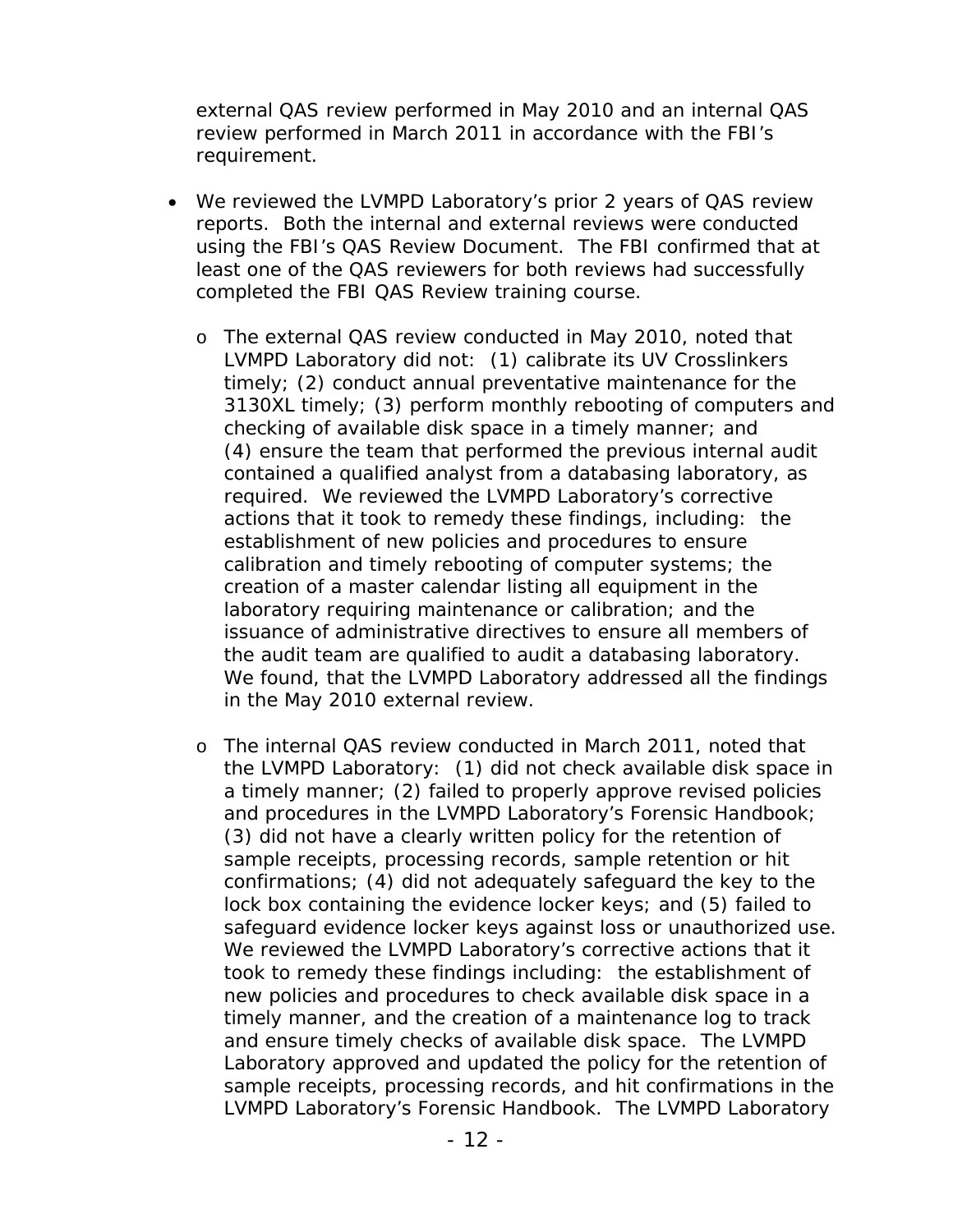external QAS review performed in May 2010 and an internal QAS review performed in March 2011 in accordance with the FBI's requirement.

- We reviewed the LVMPD Laboratory's prior 2 years of QAS review reports. Both the internal and external reviews were conducted using the FBI's QAS Review Document. The FBI confirmed that at least one of the QAS reviewers for both reviews had successfully completed the FBI QAS Review training course.
    - The external QAS review conducted in May 2010, noted that LVMPD Laboratory did not: (1) calibrate its UV Crosslinkers timely; (2) conduct annual preventative maintenance for the 3130XL timely; (3) perform monthly rebooting of computers and checking of available disk space in a timely manner; and (4) ensure the team that performed the previous internal audit contained a qualified analyst from a databasing laboratory, as required. We reviewed the LVMPD Laboratory's corrective actions that it took to remedy these findings, including: the establishment of new policies and procedures to ensure calibration and timely rebooting of computer systems; the creation of a master calendar listing all equipment in the laboratory requiring maintenance or calibration; and the issuance of administrative directives to ensure all members of the audit team are qualified to audit a databasing laboratory. We found, that the LVMPD Laboratory addressed all the findings in the May 2010 external review.
    - The internal QAS review conducted in March 2011, noted that the LVMPD Laboratory: (1) did not check available disk space in a timely manner; (2) failed to properly approve revised policies and procedures in the LVMPD Laboratory's Forensic Handbook; (3) did not have a clearly written policy for the retention of sample receipts, processing records, sample retention or hit confirmations; (4) did not adequately safeguard the key to the lock box containing the evidence locker keys; and (5) failed to safeguard evidence locker keys against loss or unauthorized use. We reviewed the LVMPD Laboratory's corrective actions that it took to remedy these findings including: the establishment of new policies and procedures to check available disk space in a timely manner, and the creation of a maintenance log to track and ensure timely checks of available disk space. The LVMPD Laboratory approved and updated the policy for the retention of sample receipts, processing records, and hit confirmations in the LVMPD Laboratory's Forensic Handbook. The LVMPD Laboratory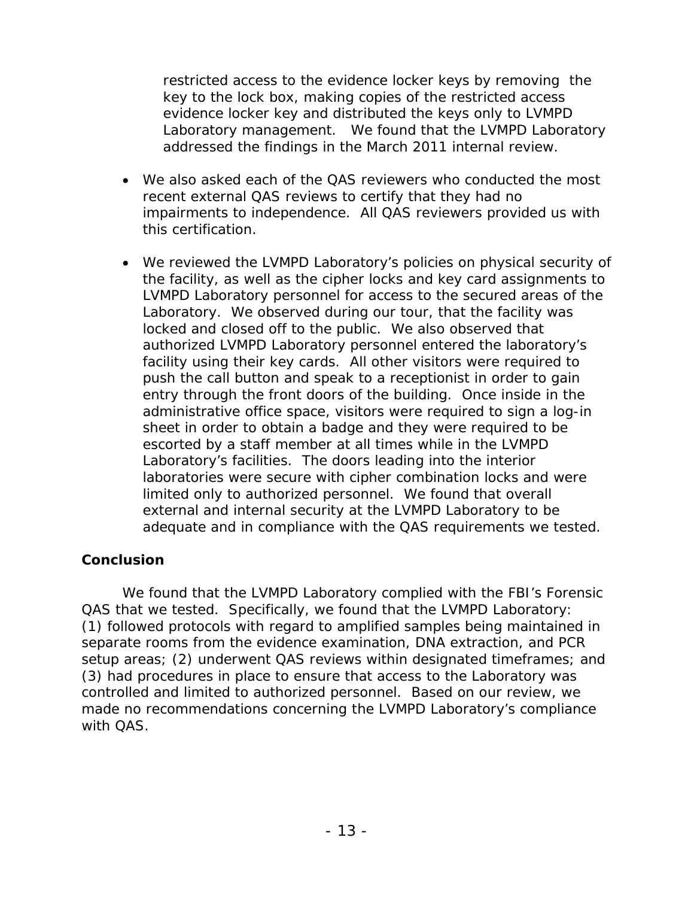restricted access to the evidence locker keys by removing the key to the lock box, making copies of the restricted access evidence locker key and distributed the keys only to LVMPD Laboratory management. We found that the LVMPD Laboratory addressed the findings in the March 2011 internal review.

- We also asked each of the QAS reviewers who conducted the most recent external QAS reviews to certify that they had no impairments to independence. All QAS reviewers provided us with this certification.

- We reviewed the LVMPD Laboratory's policies on physical security of the facility, as well as the cipher locks and key card assignments to LVMPD Laboratory personnel for access to the secured areas of the Laboratory. We observed during our tour, that the facility was locked and closed off to the public. We also observed that authorized LVMPD Laboratory personnel entered the laboratory's facility using their key cards. All other visitors were required to push the call button and speak to a receptionist in order to gain entry through the front doors of the building. Once inside in the administrative office space, visitors were required to sign a log-in sheet in order to obtain a badge and they were required to be escorted by a staff member at all times while in the LVMPD Laboratory's facilities. The doors leading into the interior laboratories were secure with cipher combination locks and were limited only to authorized personnel. We found that overall external and internal security at the LVMPD Laboratory to be adequate and in compliance with the QAS requirements we tested.

## Conclusion

We found that the LVMPD Laboratory complied with the FBI's Forensic QAS that we tested. Specifically, we found that the LVMPD Laboratory: (1) followed protocols with regard to amplified samples being maintained in separate rooms from the evidence examination, DNA extraction, and PCR setup areas; (2) underwent QAS reviews within designated timeframes; and (3) had procedures in place to ensure that access to the Laboratory was controlled and limited to authorized personnel. Based on our review, we made no recommendations concerning the LVMPD Laboratory's compliance with QAS.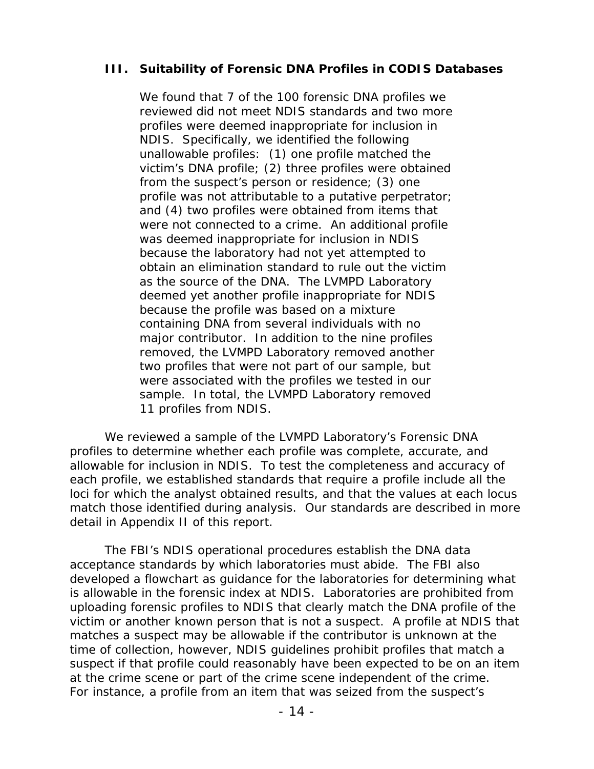## III. Suitability of Forensic DNA Profiles in CODIS Databases

> We found that 7 of the 100 forensic DNA profiles we reviewed did not meet NDIS standards and two more profiles were deemed inappropriate for inclusion in NDIS. Specifically, we identified the following unallowable profiles: (1) one profile matched the victim's DNA profile; (2) three profiles were obtained from the suspect's person or residence; (3) one profile was not attributable to a putative perpetrator; and (4) two profiles were obtained from items that were not connected to a crime. An additional profile was deemed inappropriate for inclusion in NDIS because the laboratory had not yet attempted to obtain an elimination standard to rule out the victim as the source of the DNA. The LVMPD Laboratory deemed yet another profile inappropriate for NDIS because the profile was based on a mixture containing DNA from several individuals with no major contributor. In addition to the nine profiles removed, the LVMPD Laboratory removed another two profiles that were not part of our sample, but were associated with the profiles we tested in our sample. In total, the LVMPD Laboratory removed 11 profiles from NDIS.

We reviewed a sample of the LVMPD Laboratory's Forensic DNA profiles to determine whether each profile was complete, accurate, and allowable for inclusion in NDIS. To test the completeness and accuracy of each profile, we established standards that require a profile include all the loci for which the analyst obtained results, and that the values at each locus match those identified during analysis. Our standards are described in more detail in Appendix II of this report.

The FBI's NDIS operational procedures establish the DNA data acceptance standards by which laboratories must abide. The FBI also developed a flowchart as guidance for the laboratories for determining what is allowable in the forensic index at NDIS. Laboratories are prohibited from uploading forensic profiles to NDIS that clearly match the DNA profile of the victim or another known person that is not a suspect. A profile at NDIS that matches a suspect may be allowable if the contributor is unknown at the time of collection, however, NDIS guidelines prohibit profiles that match a suspect if that profile could reasonably have been expected to be on an item at the crime scene or part of the crime scene independent of the crime. For instance, a profile from an item that was seized from the suspect's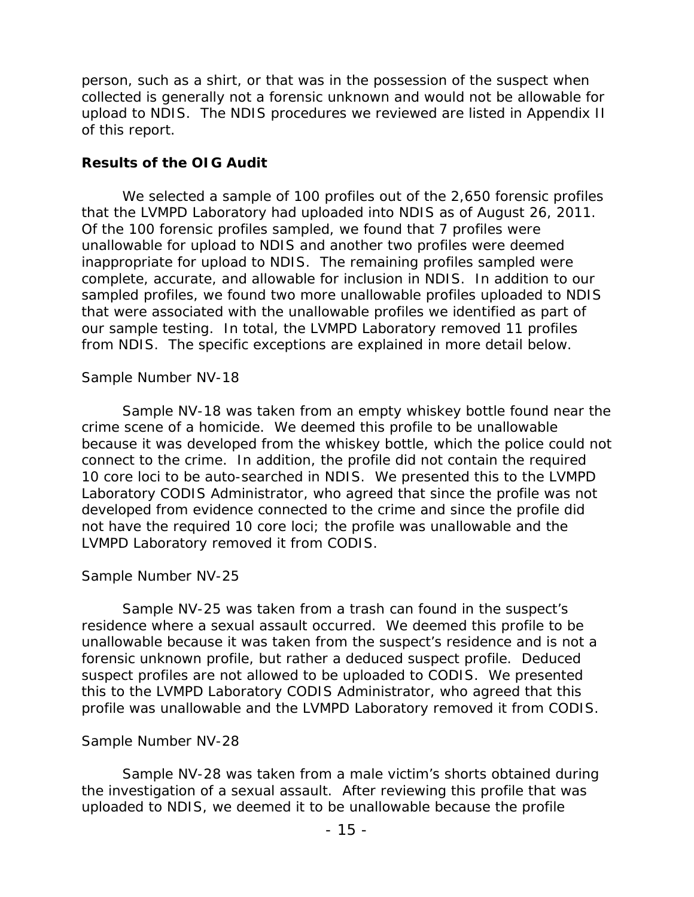person, such as a shirt, or that was in the possession of the suspect when collected is generally not a forensic unknown and would not be allowable for upload to NDIS. The NDIS procedures we reviewed are listed in Appendix II of this report.

**Results of the OIG Audit**

We selected a sample of 100 profiles out of the 2,650 forensic profiles that the LVMPD Laboratory had uploaded into NDIS as of August 26, 2011. Of the 100 forensic profiles sampled, we found that 7 profiles were unallowable for upload to NDIS and another two profiles were deemed inappropriate for upload to NDIS. The remaining profiles sampled were complete, accurate, and allowable for inclusion in NDIS. In addition to our sampled profiles, we found two more unallowable profiles uploaded to NDIS that were associated with the unallowable profiles we identified as part of our sample testing. In total, the LVMPD Laboratory removed 11 profiles from NDIS. The specific exceptions are explained in more detail below.

*Sample Number NV-18*

Sample NV-18 was taken from an empty whiskey bottle found near the crime scene of a homicide. We deemed this profile to be unallowable because it was developed from the whiskey bottle, which the police could not connect to the crime. In addition, the profile did not contain the required 10 core loci to be auto-searched in NDIS. We presented this to the LVMPD Laboratory CODIS Administrator, who agreed that since the profile was not developed from evidence connected to the crime and since the profile did not have the required 10 core loci; the profile was unallowable and the LVMPD Laboratory removed it from CODIS.

*Sample Number NV-25*

Sample NV-25 was taken from a trash can found in the suspect's residence where a sexual assault occurred. We deemed this profile to be unallowable because it was taken from the suspect's residence and is not a forensic unknown profile, but rather a deduced suspect profile. Deduced suspect profiles are not allowed to be uploaded to CODIS. We presented this to the LVMPD Laboratory CODIS Administrator, who agreed that this profile was unallowable and the LVMPD Laboratory removed it from CODIS.

*Sample Number NV-28*

Sample NV-28 was taken from a male victim's shorts obtained during the investigation of a sexual assault. After reviewing this profile that was uploaded to NDIS, we deemed it to be unallowable because the profile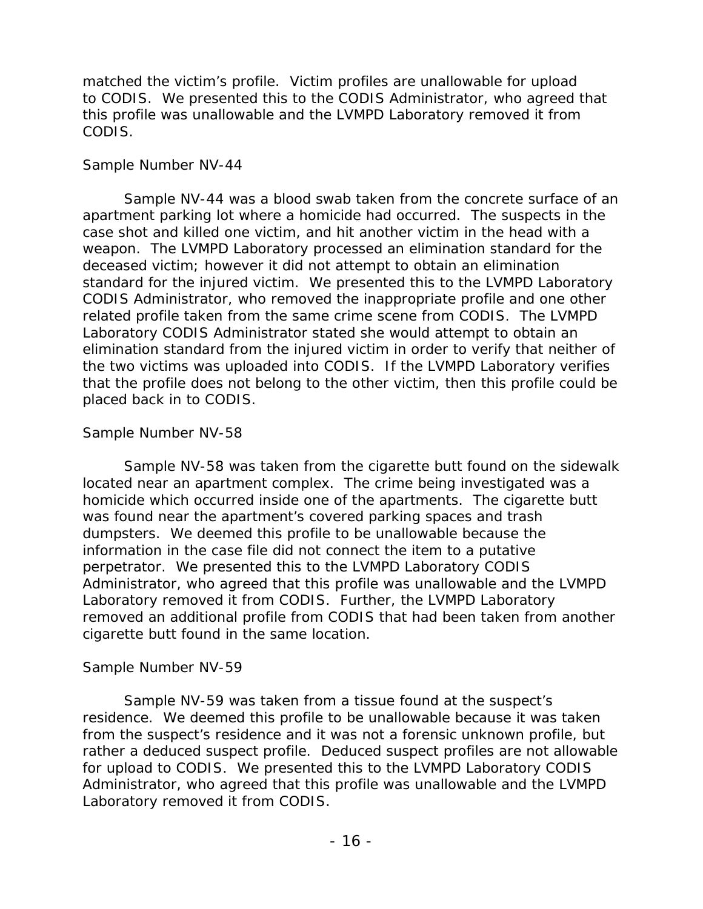matched the victim's profile. Victim profiles are unallowable for upload to CODIS. We presented this to the CODIS Administrator, who agreed that this profile was unallowable and the LVMPD Laboratory removed it from CODIS.

Sample Number NV-44

Sample NV-44 was a blood swab taken from the concrete surface of an apartment parking lot where a homicide had occurred. The suspects in the case shot and killed one victim, and hit another victim in the head with a weapon. The LVMPD Laboratory processed an elimination standard for the deceased victim; however it did not attempt to obtain an elimination standard for the injured victim. We presented this to the LVMPD Laboratory CODIS Administrator, who removed the inappropriate profile and one other related profile taken from the same crime scene from CODIS. The LVMPD Laboratory CODIS Administrator stated she would attempt to obtain an elimination standard from the injured victim in order to verify that neither of the two victims was uploaded into CODIS. If the LVMPD Laboratory verifies that the profile does not belong to the other victim, then this profile could be placed back in to CODIS.

Sample Number NV-58

Sample NV-58 was taken from the cigarette butt found on the sidewalk located near an apartment complex. The crime being investigated was a homicide which occurred inside one of the apartments. The cigarette butt was found near the apartment's covered parking spaces and trash dumpsters. We deemed this profile to be unallowable because the information in the case file did not connect the item to a putative perpetrator. We presented this to the LVMPD Laboratory CODIS Administrator, who agreed that this profile was unallowable and the LVMPD Laboratory removed it from CODIS. Further, the LVMPD Laboratory removed an additional profile from CODIS that had been taken from another cigarette butt found in the same location.

Sample Number NV-59

Sample NV-59 was taken from a tissue found at the suspect's residence. We deemed this profile to be unallowable because it was taken from the suspect's residence and it was not a forensic unknown profile, but rather a deduced suspect profile. Deduced suspect profiles are not allowable for upload to CODIS. We presented this to the LVMPD Laboratory CODIS Administrator, who agreed that this profile was unallowable and the LVMPD Laboratory removed it from CODIS.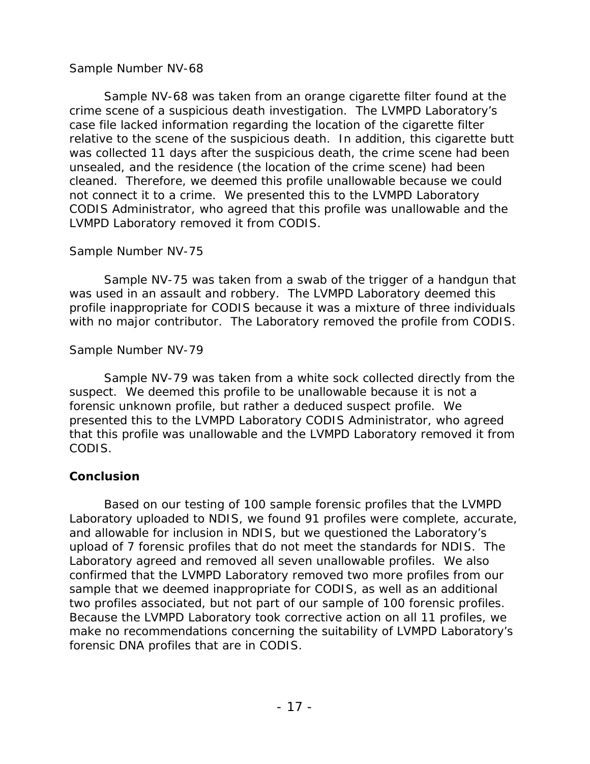Sample Number NV-68

Sample NV-68 was taken from an orange cigarette filter found at the crime scene of a suspicious death investigation. The LVMPD Laboratory's case file lacked information regarding the location of the cigarette filter relative to the scene of the suspicious death. In addition, this cigarette butt was collected 11 days after the suspicious death, the crime scene had been unsealed, and the residence (the location of the crime scene) had been cleaned. Therefore, we deemed this profile unallowable because we could not connect it to a crime. We presented this to the LVMPD Laboratory CODIS Administrator, who agreed that this profile was unallowable and the LVMPD Laboratory removed it from CODIS.

Sample Number NV-75

Sample NV-75 was taken from a swab of the trigger of a handgun that was used in an assault and robbery. The LVMPD Laboratory deemed this profile inappropriate for CODIS because it was a mixture of three individuals with no major contributor. The Laboratory removed the profile from CODIS.

Sample Number NV-79

Sample NV-79 was taken from a white sock collected directly from the suspect. We deemed this profile to be unallowable because it is not a forensic unknown profile, but rather a deduced suspect profile. We presented this to the LVMPD Laboratory CODIS Administrator, who agreed that this profile was unallowable and the LVMPD Laboratory removed it from CODIS.

## Conclusion

Based on our testing of 100 sample forensic profiles that the LVMPD Laboratory uploaded to NDIS, we found 91 profiles were complete, accurate, and allowable for inclusion in NDIS, but we questioned the Laboratory's upload of 7 forensic profiles that do not meet the standards for NDIS. The Laboratory agreed and removed all seven unallowable profiles. We also confirmed that the LVMPD Laboratory removed two more profiles from our sample that we deemed inappropriate for CODIS, as well as an additional two profiles associated, but not part of our sample of 100 forensic profiles. Because the LVMPD Laboratory took corrective action on all 11 profiles, we make no recommendations concerning the suitability of LVMPD Laboratory's forensic DNA profiles that are in CODIS.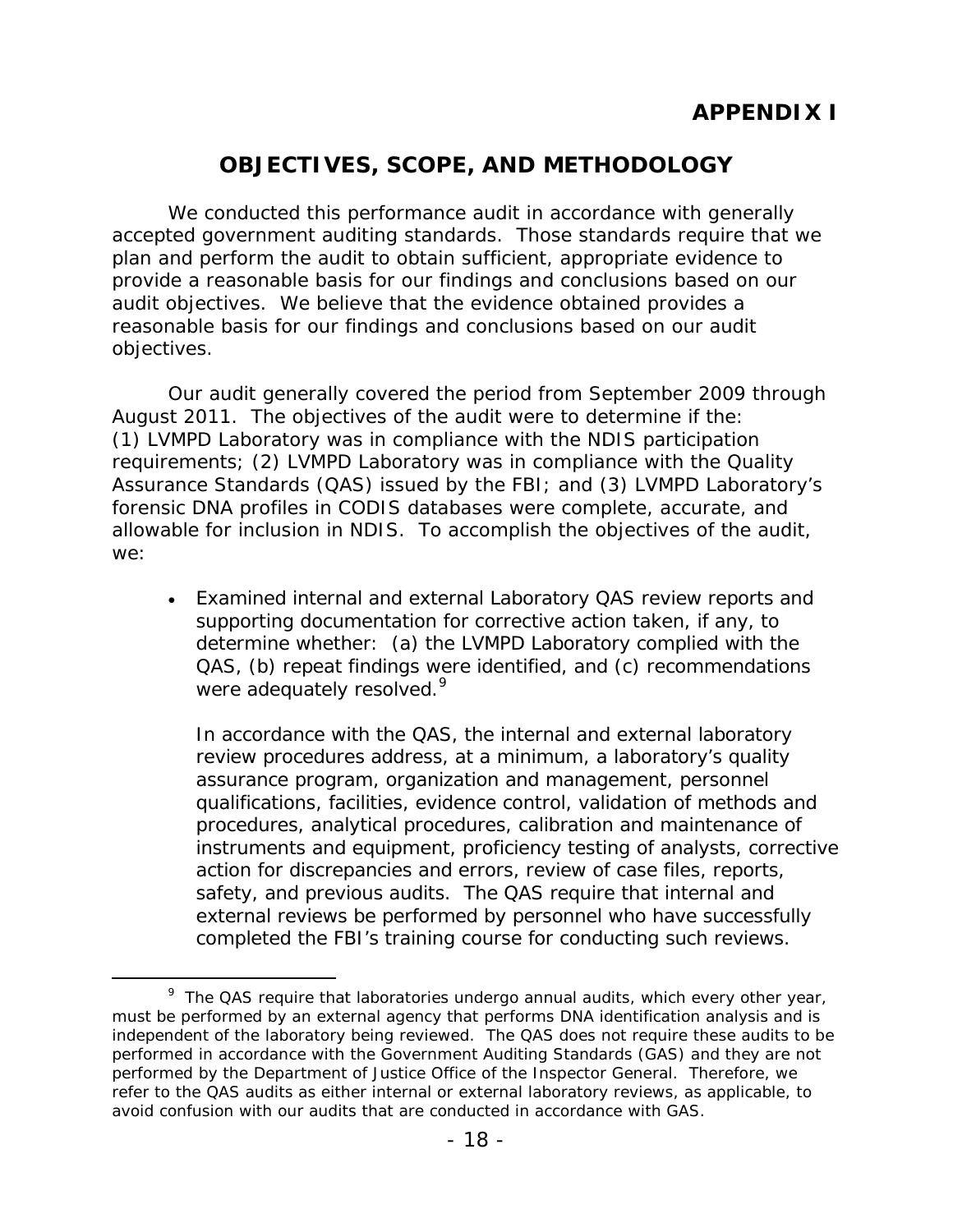# APPENDIX I

## OBJECTIVES, SCOPE, AND METHODOLOGY

We conducted this performance audit in accordance with generally accepted government auditing standards. Those standards require that we plan and perform the audit to obtain sufficient, appropriate evidence to provide a reasonable basis for our findings and conclusions based on our audit objectives. We believe that the evidence obtained provides a reasonable basis for our findings and conclusions based on our audit objectives.

Our audit generally covered the period from September 2009 through August 2011. The objectives of the audit were to determine if the: (1) LVMPD Laboratory was in compliance with the NDIS participation requirements; (2) LVMPD Laboratory was in compliance with the Quality Assurance Standards (QAS) issued by the FBI; and (3) LVMPD Laboratory's forensic DNA profiles in CODIS databases were complete, accurate, and allowable for inclusion in NDIS. To accomplish the objectives of the audit, we:

- Examined internal and external Laboratory QAS review reports and supporting documentation for corrective action taken, if any, to determine whether: (a) the LVMPD Laboratory complied with the QAS, (b) repeat findings were identified, and (c) recommendations were adequately resolved.[9]

  In accordance with the QAS, the internal and external laboratory review procedures address, at a minimum, a laboratory's quality assurance program, organization and management, personnel qualifications, facilities, evidence control, validation of methods and procedures, analytical procedures, calibration and maintenance of instruments and equipment, proficiency testing of analysts, corrective action for discrepancies and errors, review of case files, reports, safety, and previous audits. The QAS require that internal and external reviews be performed by personnel who have successfully completed the FBI's training course for conducting such reviews.

---

[9] The QAS require that laboratories undergo annual audits, which every other year, must be performed by an external agency that performs DNA identification analysis and is independent of the laboratory being reviewed. The QAS does not require these audits to be performed in accordance with the Government Auditing Standards (GAS) and they are not performed by the Department of Justice Office of the Inspector General. Therefore, we refer to the QAS audits as either internal or external laboratory reviews, as applicable, to avoid confusion with our audits that are conducted in accordance with GAS.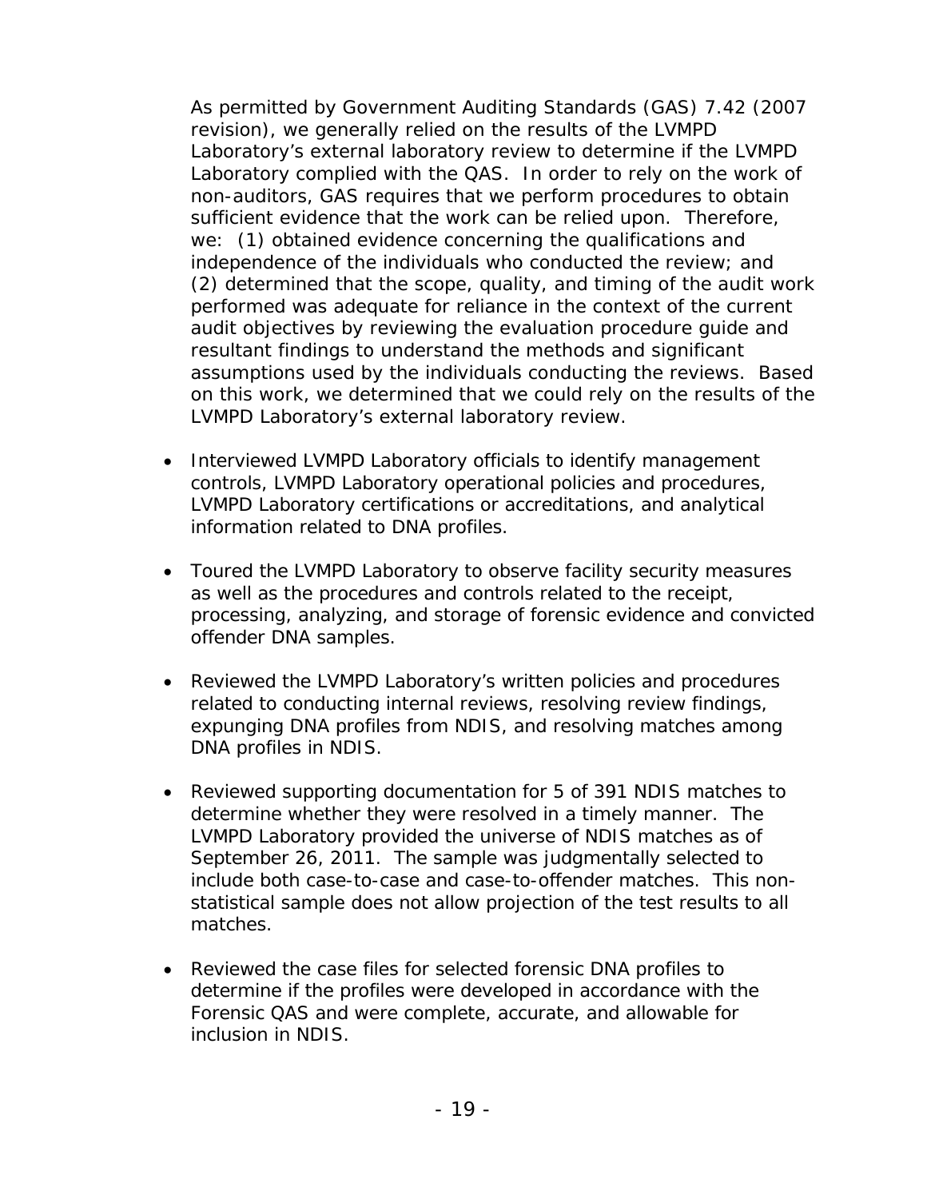As permitted by Government Auditing Standards (GAS) 7.42 (2007 revision), we generally relied on the results of the LVMPD Laboratory's external laboratory review to determine if the LVMPD Laboratory complied with the QAS. In order to rely on the work of non-auditors, GAS requires that we perform procedures to obtain sufficient evidence that the work can be relied upon. Therefore, we: (1) obtained evidence concerning the qualifications and independence of the individuals who conducted the review; and (2) determined that the scope, quality, and timing of the audit work performed was adequate for reliance in the context of the current audit objectives by reviewing the evaluation procedure guide and resultant findings to understand the methods and significant assumptions used by the individuals conducting the reviews. Based on this work, we determined that we could rely on the results of the LVMPD Laboratory's external laboratory review.

- Interviewed LVMPD Laboratory officials to identify management controls, LVMPD Laboratory operational policies and procedures, LVMPD Laboratory certifications or accreditations, and analytical information related to DNA profiles.

- Toured the LVMPD Laboratory to observe facility security measures as well as the procedures and controls related to the receipt, processing, analyzing, and storage of forensic evidence and convicted offender DNA samples.

- Reviewed the LVMPD Laboratory's written policies and procedures related to conducting internal reviews, resolving review findings, expunging DNA profiles from NDIS, and resolving matches among DNA profiles in NDIS.

- Reviewed supporting documentation for 5 of 391 NDIS matches to determine whether they were resolved in a timely manner. The LVMPD Laboratory provided the universe of NDIS matches as of September 26, 2011. The sample was judgmentally selected to include both case-to-case and case-to-offender matches. This non-statistical sample does not allow projection of the test results to all matches.

- Reviewed the case files for selected forensic DNA profiles to determine if the profiles were developed in accordance with the Forensic QAS and were complete, accurate, and allowable for inclusion in NDIS.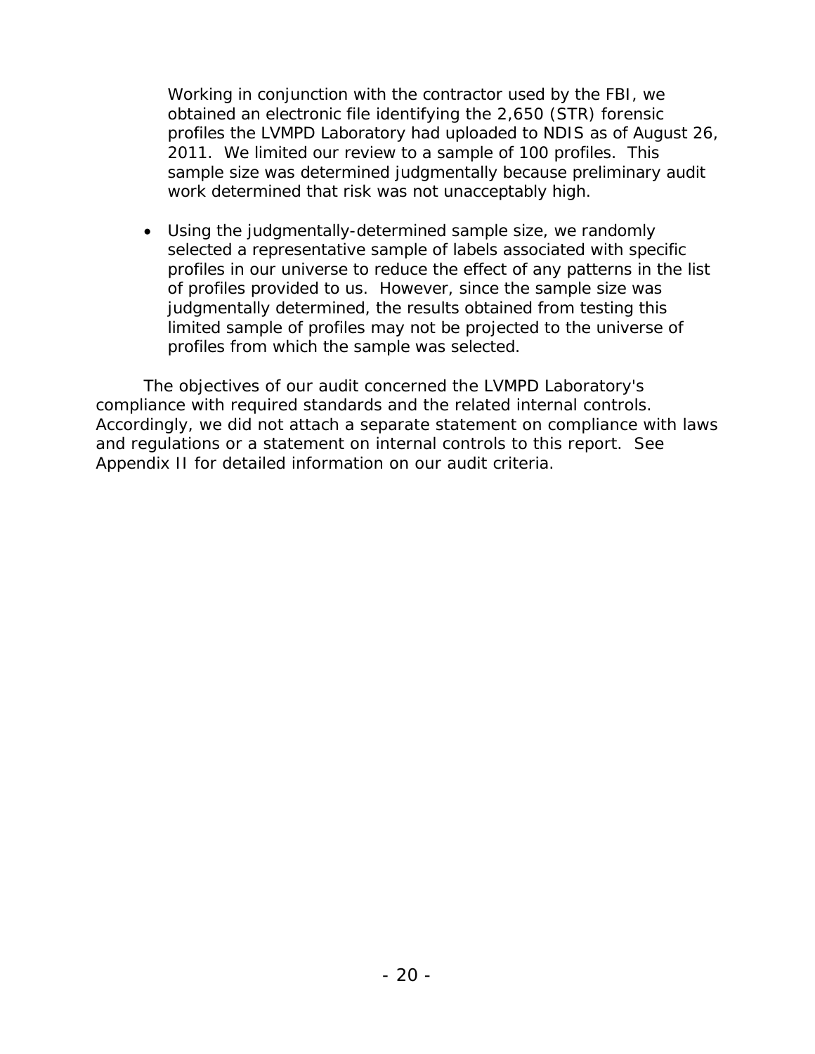Working in conjunction with the contractor used by the FBI, we obtained an electronic file identifying the 2,650 (STR) forensic profiles the LVMPD Laboratory had uploaded to NDIS as of August 26, 2011. We limited our review to a sample of 100 profiles. This sample size was determined judgmentally because preliminary audit work determined that risk was not unacceptably high.

- Using the judgmentally-determined sample size, we randomly selected a representative sample of labels associated with specific profiles in our universe to reduce the effect of any patterns in the list of profiles provided to us. However, since the sample size was judgmentally determined, the results obtained from testing this limited sample of profiles may not be projected to the universe of profiles from which the sample was selected.

The objectives of our audit concerned the LVMPD Laboratory's compliance with required standards and the related internal controls. Accordingly, we did not attach a separate statement on compliance with laws and regulations or a statement on internal controls to this report. See Appendix II for detailed information on our audit criteria.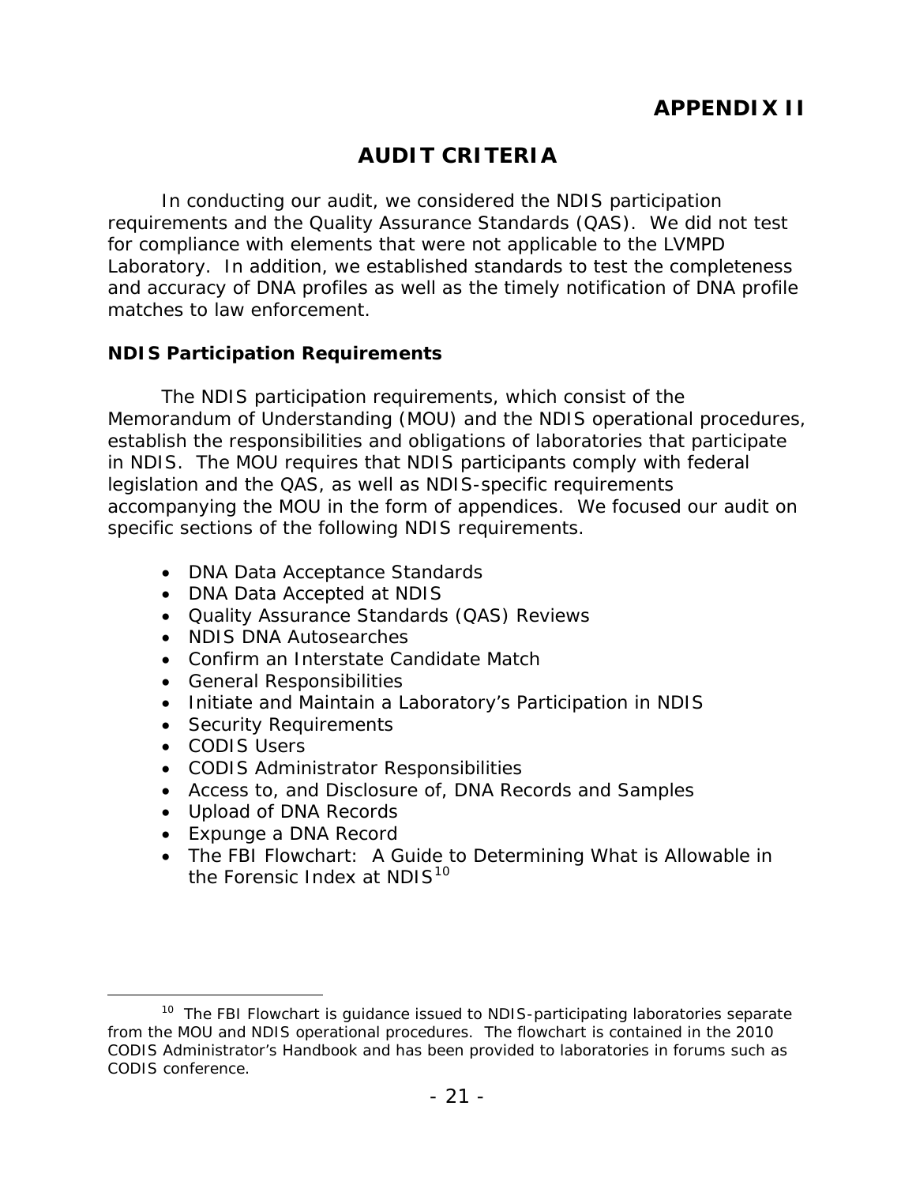# APPENDIX II

## AUDIT CRITERIA

In conducting our audit, we considered the NDIS participation requirements and the Quality Assurance Standards (QAS). We did not test for compliance with elements that were not applicable to the LVMPD Laboratory. In addition, we established standards to test the completeness and accuracy of DNA profiles as well as the timely notification of DNA profile matches to law enforcement.

### NDIS Participation Requirements

The NDIS participation requirements, which consist of the Memorandum of Understanding (MOU) and the NDIS operational procedures, establish the responsibilities and obligations of laboratories that participate in NDIS. The MOU requires that NDIS participants comply with federal legislation and the QAS, as well as NDIS-specific requirements accompanying the MOU in the form of appendices. We focused our audit on specific sections of the following NDIS requirements.

- DNA Data Acceptance Standards
- DNA Data Accepted at NDIS
- Quality Assurance Standards (QAS) Reviews
- NDIS DNA Autosearches
- Confirm an Interstate Candidate Match
- General Responsibilities
- Initiate and Maintain a Laboratory's Participation in NDIS
- Security Requirements
- CODIS Users
- CODIS Administrator Responsibilities
- Access to, and Disclosure of, DNA Records and Samples
- Upload of DNA Records
- Expunge a DNA Record
- The FBI Flowchart: A Guide to Determining What is Allowable in the Forensic Index at NDIS[10]

[10] The FBI Flowchart is guidance issued to NDIS-participating laboratories separate from the MOU and NDIS operational procedures. The flowchart is contained in the 2010 CODIS Administrator's Handbook and has been provided to laboratories in forums such as CODIS conference.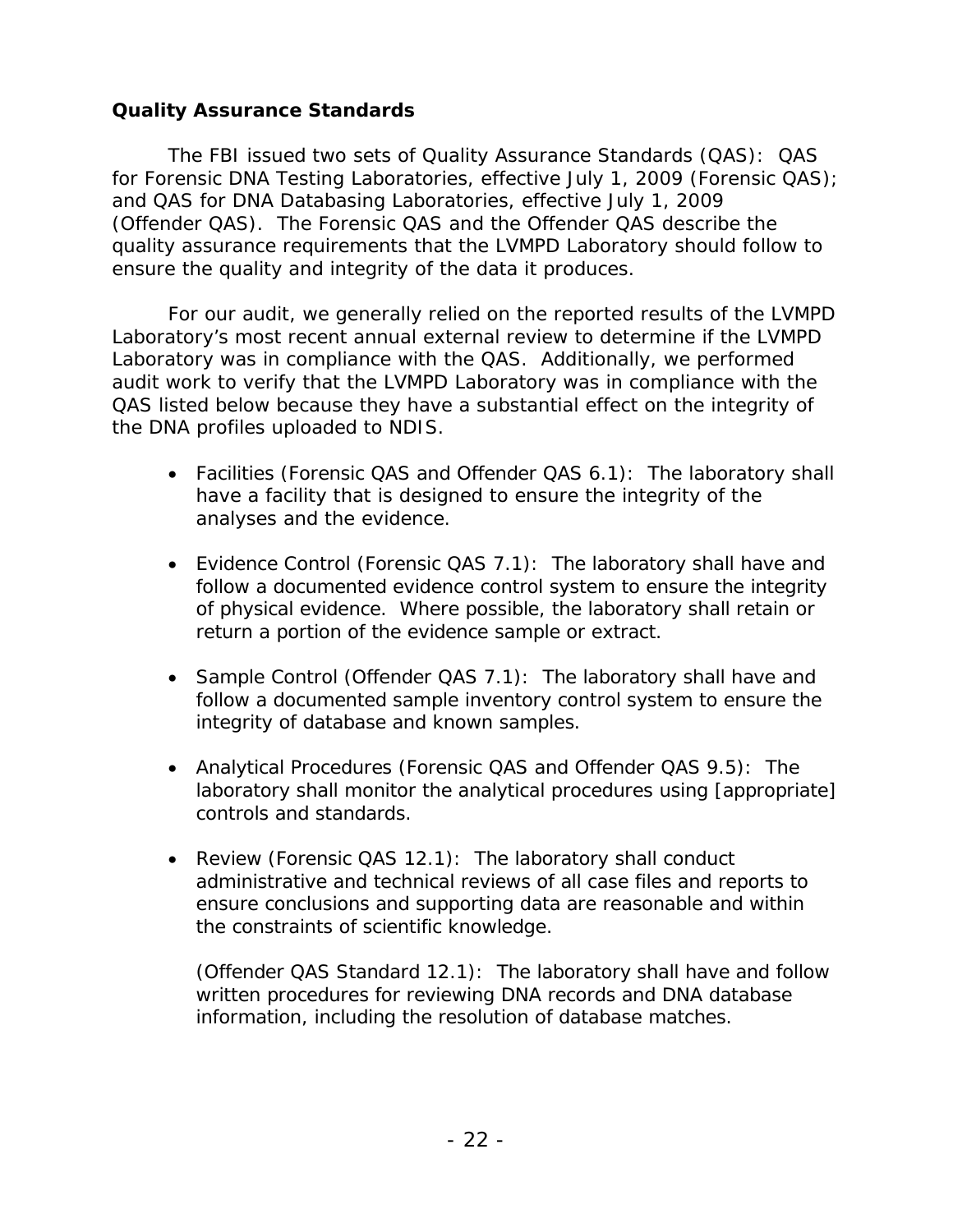### Quality Assurance Standards

The FBI issued two sets of Quality Assurance Standards (QAS): QAS for Forensic DNA Testing Laboratories, effective July 1, 2009 (Forensic QAS); and QAS for DNA Databasing Laboratories, effective July 1, 2009 (Offender QAS). The Forensic QAS and the Offender QAS describe the quality assurance requirements that the LVMPD Laboratory should follow to ensure the quality and integrity of the data it produces.

For our audit, we generally relied on the reported results of the LVMPD Laboratory's most recent annual external review to determine if the LVMPD Laboratory was in compliance with the QAS. Additionally, we performed audit work to verify that the LVMPD Laboratory was in compliance with the QAS listed below because they have a substantial effect on the integrity of the DNA profiles uploaded to NDIS.

- Facilities (Forensic QAS and Offender QAS 6.1): The laboratory shall have a facility that is designed to ensure the integrity of the analyses and the evidence.

- Evidence Control (Forensic QAS 7.1): The laboratory shall have and follow a documented evidence control system to ensure the integrity of physical evidence. Where possible, the laboratory shall retain or return a portion of the evidence sample or extract.

- Sample Control (Offender QAS 7.1): The laboratory shall have and follow a documented sample inventory control system to ensure the integrity of database and known samples.

- Analytical Procedures (Forensic QAS and Offender QAS 9.5): The laboratory shall monitor the analytical procedures using [appropriate] controls and standards.

- Review (Forensic QAS 12.1): The laboratory shall conduct administrative and technical reviews of all case files and reports to ensure conclusions and supporting data are reasonable and within the constraints of scientific knowledge.

  (Offender QAS Standard 12.1): The laboratory shall have and follow written procedures for reviewing DNA records and DNA database information, including the resolution of database matches.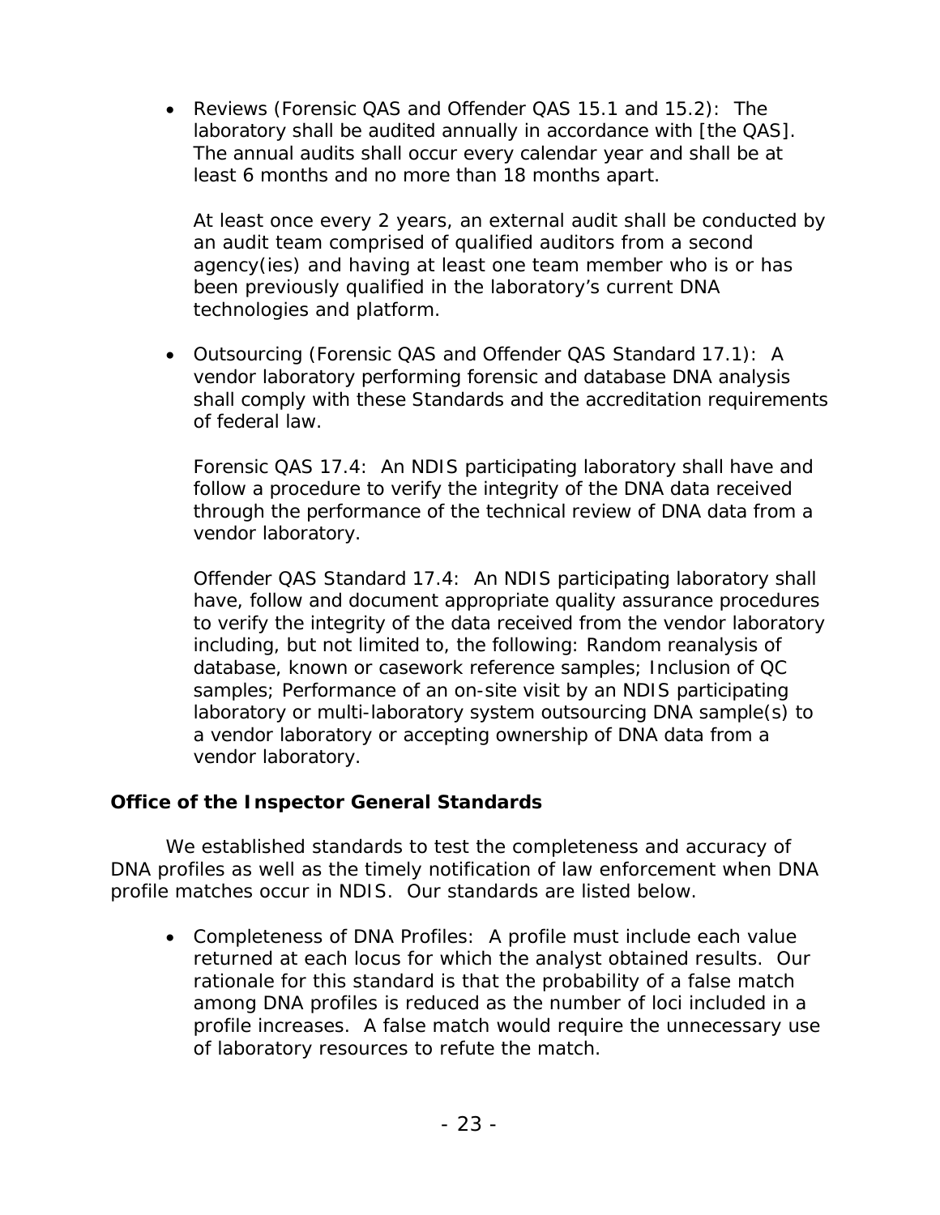- Reviews (Forensic QAS and Offender QAS 15.1 and 15.2): The laboratory shall be audited annually in accordance with [the QAS]. The annual audits shall occur every calendar year and shall be at least 6 months and no more than 18 months apart.

  At least once every 2 years, an external audit shall be conducted by an audit team comprised of qualified auditors from a second agency(ies) and having at least one team member who is or has been previously qualified in the laboratory's current DNA technologies and platform.

- Outsourcing (Forensic QAS and Offender QAS Standard 17.1): A vendor laboratory performing forensic and database DNA analysis shall comply with these Standards and the accreditation requirements of federal law.

  Forensic QAS 17.4: An NDIS participating laboratory shall have and follow a procedure to verify the integrity of the DNA data received through the performance of the technical review of DNA data from a vendor laboratory.

  Offender QAS Standard 17.4: An NDIS participating laboratory shall have, follow and document appropriate quality assurance procedures to verify the integrity of the data received from the vendor laboratory including, but not limited to, the following: Random reanalysis of database, known or casework reference samples; Inclusion of QC samples; Performance of an on-site visit by an NDIS participating laboratory or multi-laboratory system outsourcing DNA sample(s) to a vendor laboratory or accepting ownership of DNA data from a vendor laboratory.

### Office of the Inspector General Standards

We established standards to test the completeness and accuracy of DNA profiles as well as the timely notification of law enforcement when DNA profile matches occur in NDIS. Our standards are listed below.

- Completeness of DNA Profiles: A profile must include each value returned at each locus for which the analyst obtained results. Our rationale for this standard is that the probability of a false match among DNA profiles is reduced as the number of loci included in a profile increases. A false match would require the unnecessary use of laboratory resources to refute the match.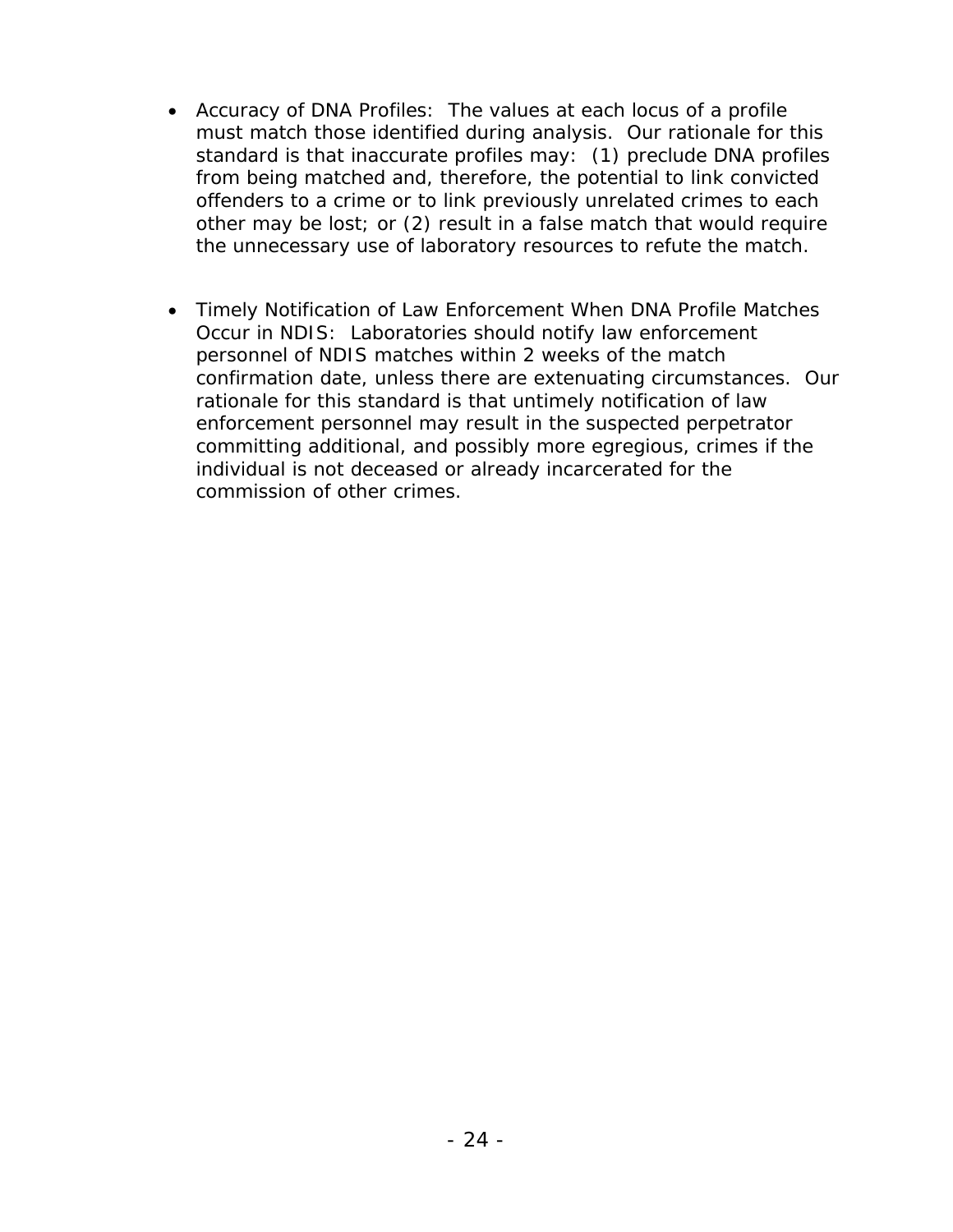- Accuracy of DNA Profiles: The values at each locus of a profile must match those identified during analysis. Our rationale for this standard is that inaccurate profiles may: (1) preclude DNA profiles from being matched and, therefore, the potential to link convicted offenders to a crime or to link previously unrelated crimes to each other may be lost; or (2) result in a false match that would require the unnecessary use of laboratory resources to refute the match.

- Timely Notification of Law Enforcement When DNA Profile Matches Occur in NDIS: Laboratories should notify law enforcement personnel of NDIS matches within 2 weeks of the match confirmation date, unless there are extenuating circumstances. Our rationale for this standard is that untimely notification of law enforcement personnel may result in the suspected perpetrator committing additional, and possibly more egregious, crimes if the individual is not deceased or already incarcerated for the commission of other crimes.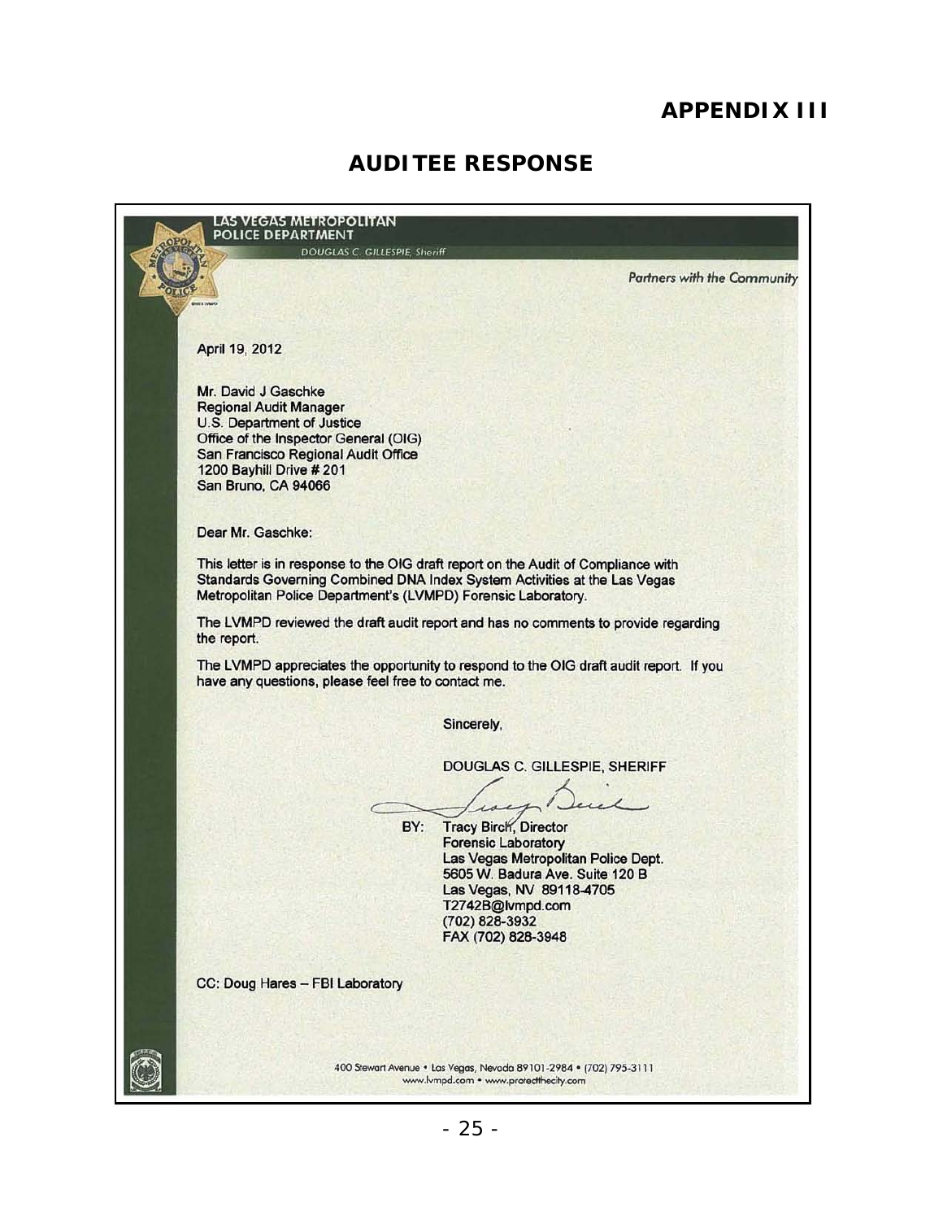# APPENDIX III

## AUDITEE RESPONSE

LAS VEGAS METROPOLITAN POLICE DEPARTMENT

DOUGLAS C. GILLESPIE, Sheriff

*Partners with the Community*

April 19, 2012

Mr. David J Gaschke
Regional Audit Manager
U.S. Department of Justice
Office of the Inspector General (OIG)
San Francisco Regional Audit Office
1200 Bayhill Drive # 201
San Bruno, CA 94066

Dear Mr. Gaschke:

This letter is in response to the OIG draft report on the Audit of Compliance with Standards Governing Combined DNA Index System Activities at the Las Vegas Metropolitan Police Department's (LVMPD) Forensic Laboratory.

The LVMPD reviewed the draft audit report and has no comments to provide regarding the report.

The LVMPD appreciates the opportunity to respond to the OIG draft audit report. If you have any questions, please feel free to contact me.

Sincerely,

DOUGLAS C. GILLESPIE, SHERIFF

BY: Tracy Birch, Director
Forensic Laboratory
Las Vegas Metropolitan Police Dept.
5605 W. Badura Ave. Suite 120 B
Las Vegas, NV 89118-4705
T2742B@lvmpd.com
(702) 828-3932
FAX (702) 828-3948

CC: Doug Hares – FBI Laboratory

400 Stewart Avenue • Las Vegas, Nevada 89101-2984 • (702) 795-3111
www.lvmpd.com • www.protectthecity.com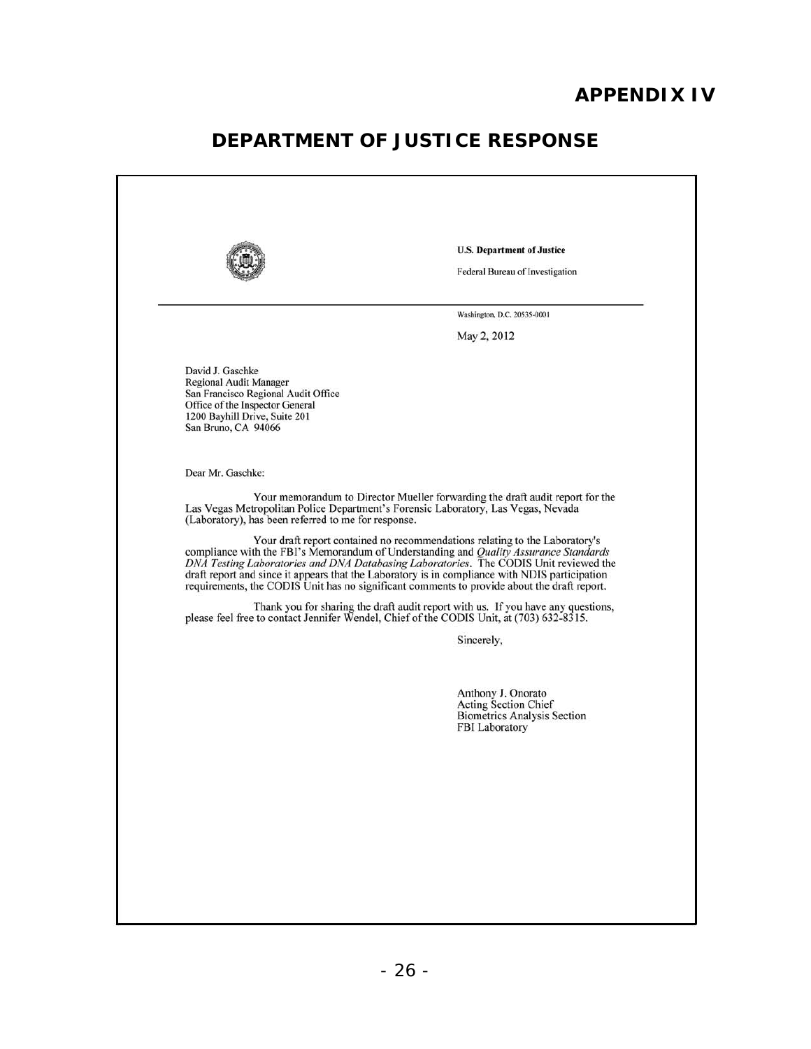# APPENDIX IV

## DEPARTMENT OF JUSTICE RESPONSE

**U.S. Department of Justice**

Federal Bureau of Investigation

Washington, D.C. 20535-0001

May 2, 2012

David J. Gaschke
Regional Audit Manager
San Francisco Regional Audit Office
Office of the Inspector General
1200 Bayhill Drive, Suite 201
San Bruno, CA 94066

Dear Mr. Gaschke:

Your memorandum to Director Mueller forwarding the draft audit report for the Las Vegas Metropolitan Police Department's Forensic Laboratory, Las Vegas, Nevada (Laboratory), has been referred to me for response.

Your draft report contained no recommendations relating to the Laboratory's compliance with the FBI's Memorandum of Understanding and *Quality Assurance Standards DNA Testing Laboratories and DNA Databasing Laboratories*. The CODIS Unit reviewed the draft report and since it appears that the Laboratory is in compliance with NDIS participation requirements, the CODIS Unit has no significant comments to provide about the draft report.

Thank you for sharing the draft audit report with us. If you have any questions, please feel free to contact Jennifer Wendel, Chief of the CODIS Unit, at (703) 632-8315.

Sincerely,

Anthony J. Onorato
Acting Section Chief
Biometrics Analysis Section
FBI Laboratory